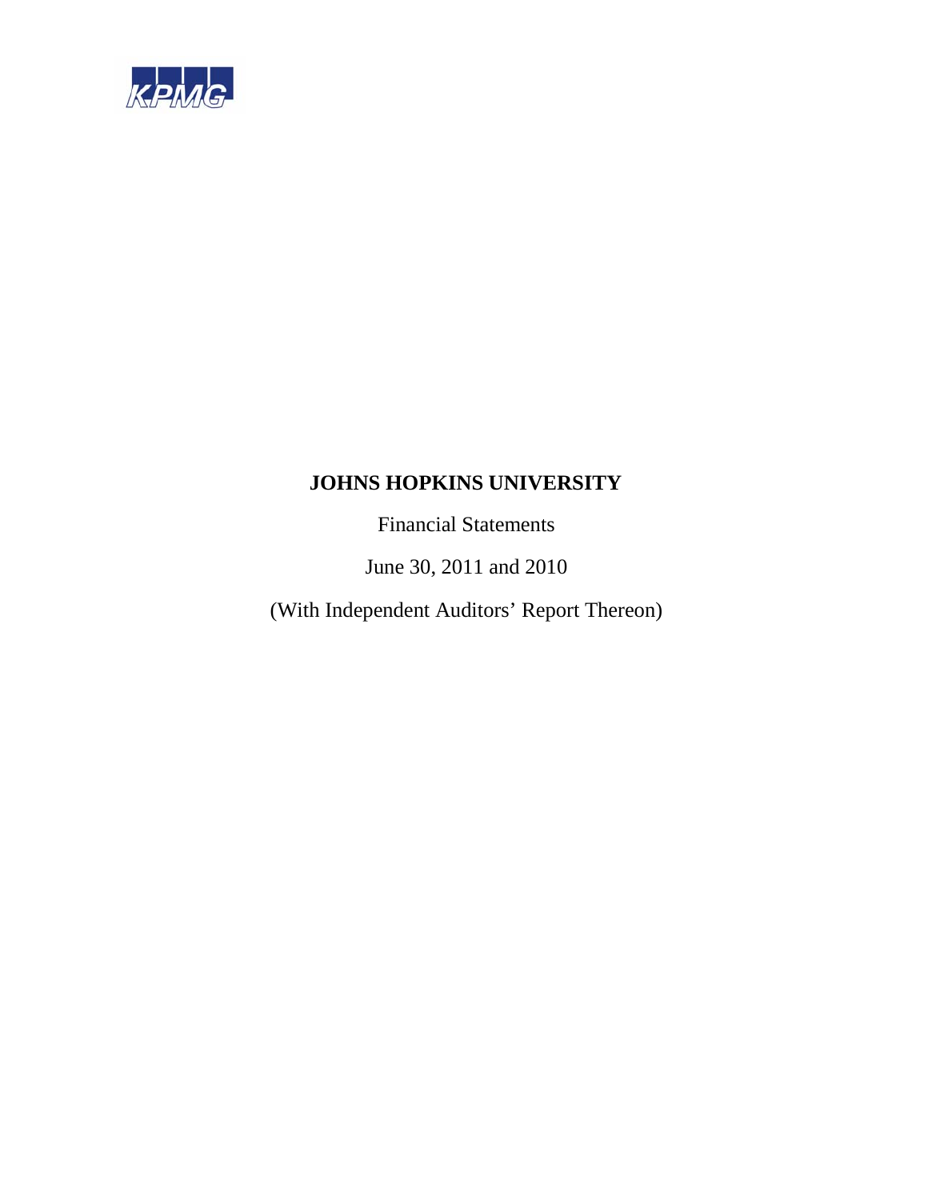KPMG

# JOHNS HOPKINS UNIVERSITY

Financial Statements

June 30, 2011 and 2010

(With Independent Auditors' Report Thereon)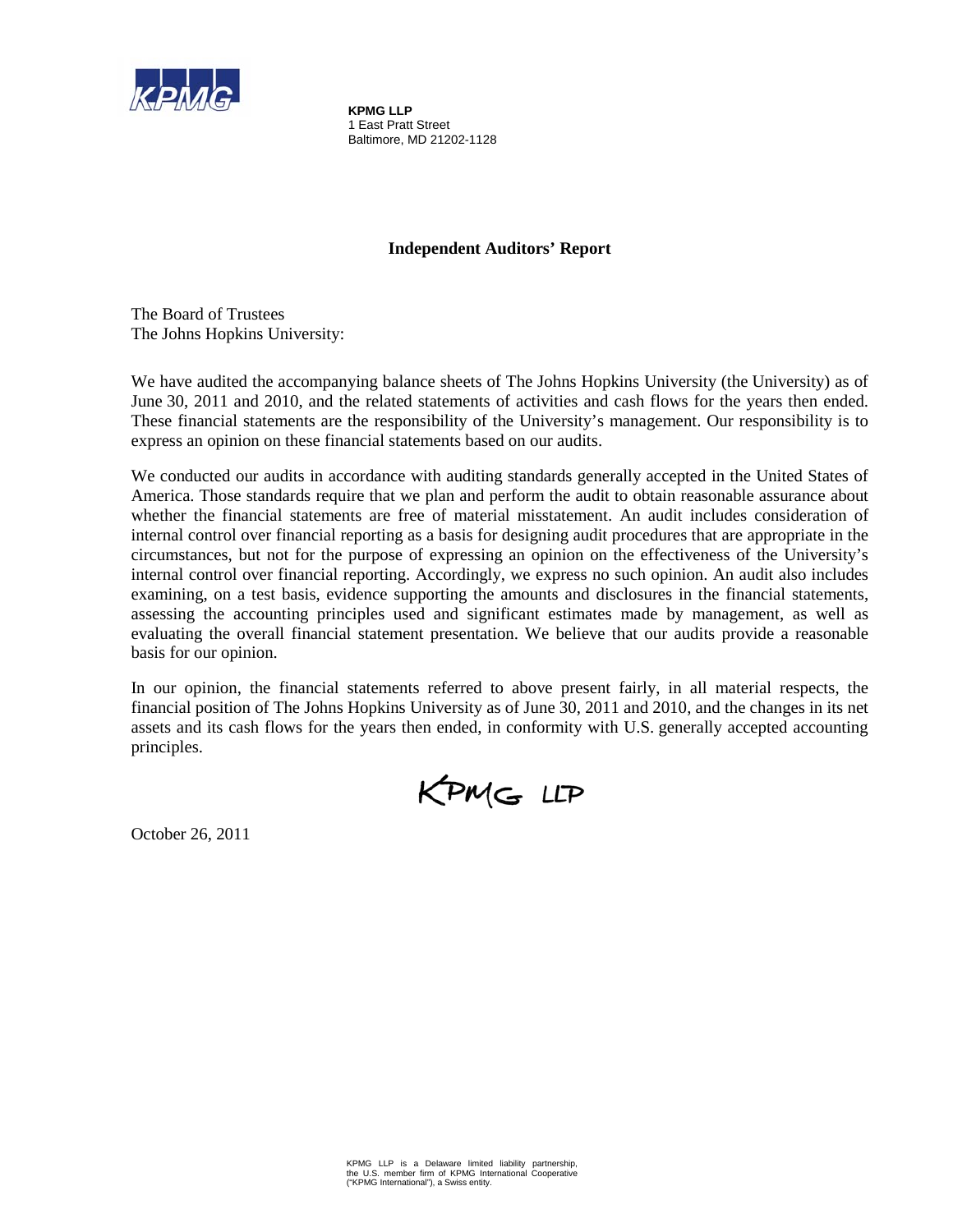**KPMG LLP**
1 East Pratt Street
Baltimore, MD 21202-1128

## Independent Auditors' Report

The Board of Trustees
The Johns Hopkins University:

We have audited the accompanying balance sheets of The Johns Hopkins University (the University) as of June 30, 2011 and 2010, and the related statements of activities and cash flows for the years then ended. These financial statements are the responsibility of the University's management. Our responsibility is to express an opinion on these financial statements based on our audits.

We conducted our audits in accordance with auditing standards generally accepted in the United States of America. Those standards require that we plan and perform the audit to obtain reasonable assurance about whether the financial statements are free of material misstatement. An audit includes consideration of internal control over financial reporting as a basis for designing audit procedures that are appropriate in the circumstances, but not for the purpose of expressing an opinion on the effectiveness of the University's internal control over financial reporting. Accordingly, we express no such opinion. An audit also includes examining, on a test basis, evidence supporting the amounts and disclosures in the financial statements, assessing the accounting principles used and significant estimates made by management, as well as evaluating the overall financial statement presentation. We believe that our audits provide a reasonable basis for our opinion.

In our opinion, the financial statements referred to above present fairly, in all material respects, the financial position of The Johns Hopkins University as of June 30, 2011 and 2010, and the changes in its net assets and its cash flows for the years then ended, in conformity with U.S. generally accepted accounting principles.

KPMG LLP

October 26, 2011

KPMG LLP is a Delaware limited liability partnership, the U.S. member firm of KPMG International Cooperative ("KPMG International"), a Swiss entity.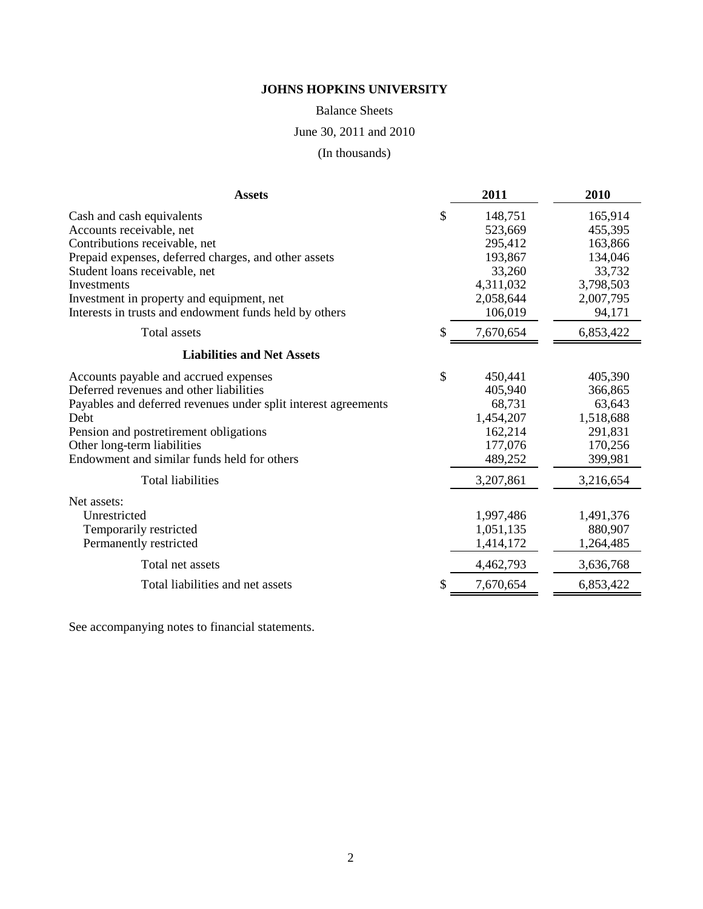# JOHNS HOPKINS UNIVERSITY

Balance Sheets

June 30, 2011 and 2010

(In thousands)

| **Assets** | | **2011** | **2010** |
|---|---|---|---|
| Cash and cash equivalents | $ | 148,751 | 165,914 |
| Accounts receivable, net | | 523,669 | 455,395 |
| Contributions receivable, net | | 295,412 | 163,866 |
| Prepaid expenses, deferred charges, and other assets | | 193,867 | 134,046 |
| Student loans receivable, net | | 33,260 | 33,732 |
| Investments | | 4,311,032 | 3,798,503 |
| Investment in property and equipment, net | | 2,058,644 | 2,007,795 |
| Interests in trusts and endowment funds held by others | | 106,019 | 94,171 |
| Total assets | $ | 7,670,654 | 6,853,422 |
| **Liabilities and Net Assets** | | | |
| Accounts payable and accrued expenses | $ | 450,441 | 405,390 |
| Deferred revenues and other liabilities | | 405,940 | 366,865 |
| Payables and deferred revenues under split interest agreements | | 68,731 | 63,643 |
| Debt | | 1,454,207 | 1,518,688 |
| Pension and postretirement obligations | | 162,214 | 291,831 |
| Other long-term liabilities | | 177,076 | 170,256 |
| Endowment and similar funds held for others | | 489,252 | 399,981 |
| Total liabilities | | 3,207,861 | 3,216,654 |
| Net assets: | | | |
| Unrestricted | | 1,997,486 | 1,491,376 |
| Temporarily restricted | | 1,051,135 | 880,907 |
| Permanently restricted | | 1,414,172 | 1,264,485 |
| Total net assets | | 4,462,793 | 3,636,768 |
| Total liabilities and net assets | $ | 7,670,654 | 6,853,422 |

See accompanying notes to financial statements.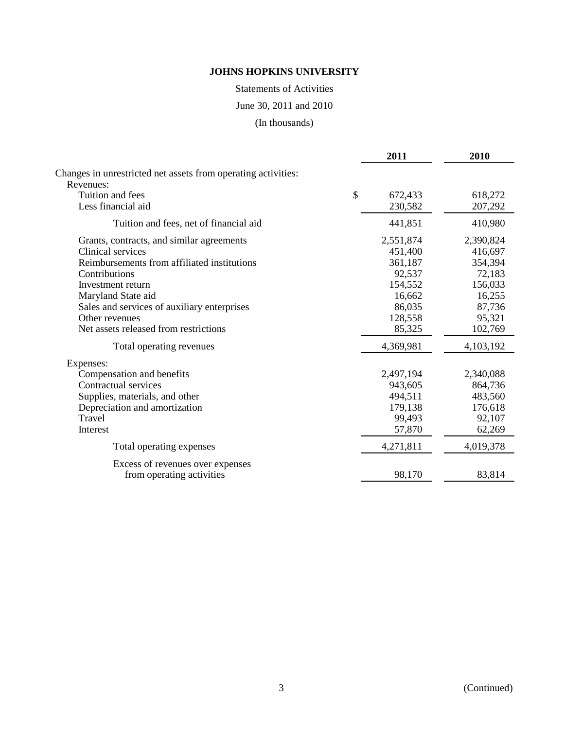**JOHNS HOPKINS UNIVERSITY**

Statements of Activities

June 30, 2011 and 2010

(In thousands)

| | 2011 | 2010 |
|---|---|---|
| Changes in unrestricted net assets from operating activities: | | |
| Revenues: | | |
| Tuition and fees | $ 672,433 | 618,272 |
| Less financial aid | 230,582 | 207,292 |
| Tuition and fees, net of financial aid | 441,851 | 410,980 |
| Grants, contracts, and similar agreements | 2,551,874 | 2,390,824 |
| Clinical services | 451,400 | 416,697 |
| Reimbursements from affiliated institutions | 361,187 | 354,394 |
| Contributions | 92,537 | 72,183 |
| Investment return | 154,552 | 156,033 |
| Maryland State aid | 16,662 | 16,255 |
| Sales and services of auxiliary enterprises | 86,035 | 87,736 |
| Other revenues | 128,558 | 95,321 |
| Net assets released from restrictions | 85,325 | 102,769 |
| Total operating revenues | 4,369,981 | 4,103,192 |
| Expenses: | | |
| Compensation and benefits | 2,497,194 | 2,340,088 |
| Contractual services | 943,605 | 864,736 |
| Supplies, materials, and other | 494,511 | 483,560 |
| Depreciation and amortization | 179,138 | 176,618 |
| Travel | 99,493 | 92,107 |
| Interest | 57,870 | 62,269 |
| Total operating expenses | 4,271,811 | 4,019,378 |
| Excess of revenues over expenses from operating activities | 98,170 | 83,814 |

(Continued)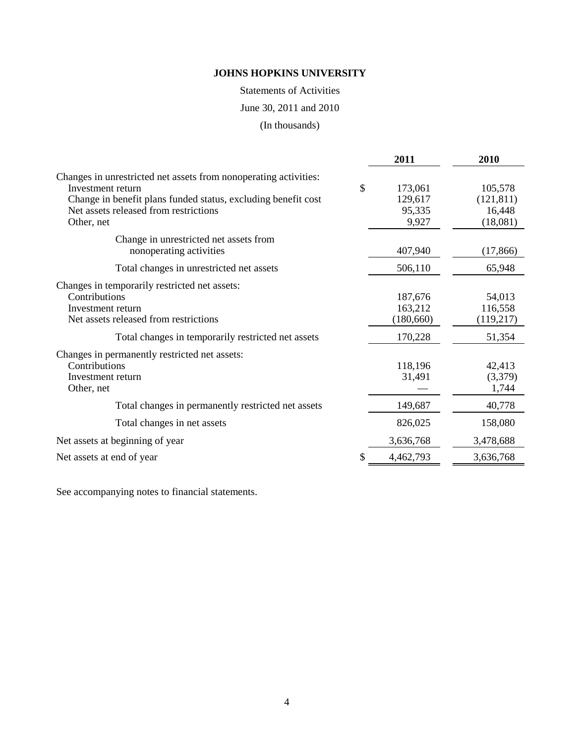**JOHNS HOPKINS UNIVERSITY**

Statements of Activities

June 30, 2011 and 2010

(In thousands)

| | 2011 | 2010 |
|---|---|---|
| Changes in unrestricted net assets from nonoperating activities: | | |
| Investment return | $ 173,061 | 105,578 |
| Change in benefit plans funded status, excluding benefit cost | 129,617 | (121,811) |
| Net assets released from restrictions | 95,335 | 16,448 |
| Other, net | 9,927 | (18,081) |
| Change in unrestricted net assets from nonoperating activities | 407,940 | (17,866) |
| Total changes in unrestricted net assets | 506,110 | 65,948 |
| Changes in temporarily restricted net assets: | | |
| Contributions | 187,676 | 54,013 |
| Investment return | 163,212 | 116,558 |
| Net assets released from restrictions | (180,660) | (119,217) |
| Total changes in temporarily restricted net assets | 170,228 | 51,354 |
| Changes in permanently restricted net assets: | | |
| Contributions | 118,196 | 42,413 |
| Investment return | 31,491 | (3,379) |
| Other, net | — | 1,744 |
| Total changes in permanently restricted net assets | 149,687 | 40,778 |
| Total changes in net assets | 826,025 | 158,080 |
| Net assets at beginning of year | 3,636,768 | 3,478,688 |
| Net assets at end of year | $ 4,462,793 | 3,636,768 |

See accompanying notes to financial statements.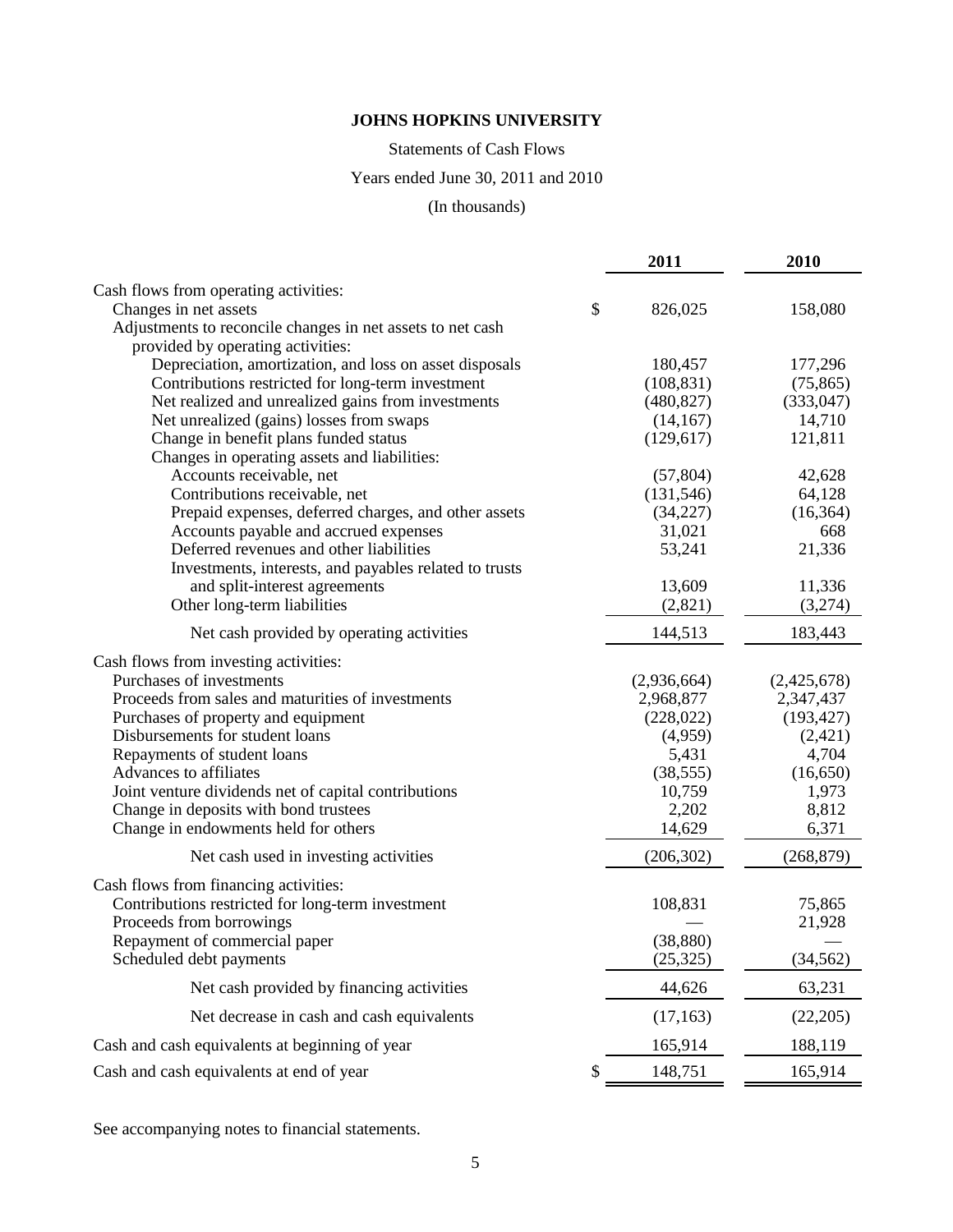**JOHNS HOPKINS UNIVERSITY**

Statements of Cash Flows

Years ended June 30, 2011 and 2010

(In thousands)

| | 2011 | 2010 |
|---|---|---|
| Cash flows from operating activities: | | |
| Changes in net assets | $ 826,025 | 158,080 |
| Adjustments to reconcile changes in net assets to net cash provided by operating activities: | | |
| Depreciation, amortization, and loss on asset disposals | 180,457 | 177,296 |
| Contributions restricted for long-term investment | (108,831) | (75,865) |
| Net realized and unrealized gains from investments | (480,827) | (333,047) |
| Net unrealized (gains) losses from swaps | (14,167) | 14,710 |
| Change in benefit plans funded status | (129,617) | 121,811 |
| Changes in operating assets and liabilities: | | |
| Accounts receivable, net | (57,804) | 42,628 |
| Contributions receivable, net | (131,546) | 64,128 |
| Prepaid expenses, deferred charges, and other assets | (34,227) | (16,364) |
| Accounts payable and accrued expenses | 31,021 | 668 |
| Deferred revenues and other liabilities | 53,241 | 21,336 |
| Investments, interests, and payables related to trusts and split-interest agreements | 13,609 | 11,336 |
| Other long-term liabilities | (2,821) | (3,274) |
| Net cash provided by operating activities | 144,513 | 183,443 |
| Cash flows from investing activities: | | |
| Purchases of investments | (2,936,664) | (2,425,678) |
| Proceeds from sales and maturities of investments | 2,968,877 | 2,347,437 |
| Purchases of property and equipment | (228,022) | (193,427) |
| Disbursements for student loans | (4,959) | (2,421) |
| Repayments of student loans | 5,431 | 4,704 |
| Advances to affiliates | (38,555) | (16,650) |
| Joint venture dividends net of capital contributions | 10,759 | 1,973 |
| Change in deposits with bond trustees | 2,202 | 8,812 |
| Change in endowments held for others | 14,629 | 6,371 |
| Net cash used in investing activities | (206,302) | (268,879) |
| Cash flows from financing activities: | | |
| Contributions restricted for long-term investment | 108,831 | 75,865 |
| Proceeds from borrowings | — | 21,928 |
| Repayment of commercial paper | (38,880) | — |
| Scheduled debt payments | (25,325) | (34,562) |
| Net cash provided by financing activities | 44,626 | 63,231 |
| Net decrease in cash and cash equivalents | (17,163) | (22,205) |
| Cash and cash equivalents at beginning of year | 165,914 | 188,119 |
| Cash and cash equivalents at end of year | $ 148,751 | 165,914 |

See accompanying notes to financial statements.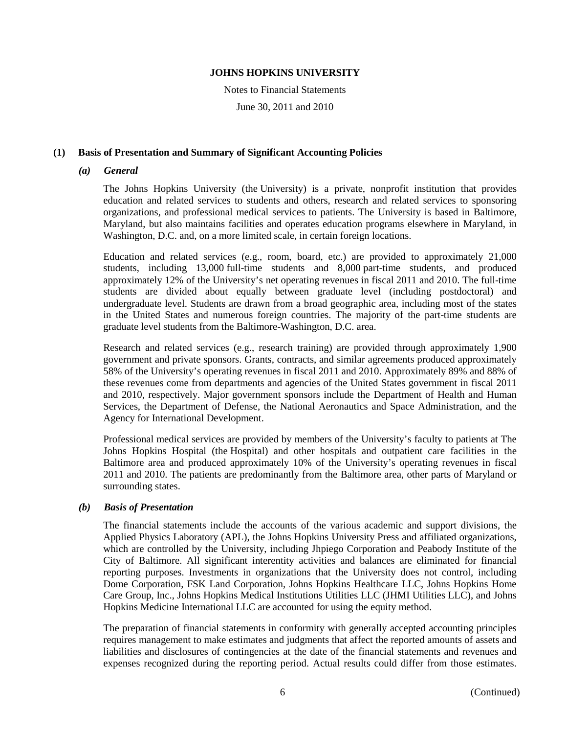# JOHNS HOPKINS UNIVERSITY

Notes to Financial Statements

June 30, 2011 and 2010

## (1) Basis of Presentation and Summary of Significant Accounting Policies

### *(a) General*

The Johns Hopkins University (the University) is a private, nonprofit institution that provides education and related services to students and others, research and related services to sponsoring organizations, and professional medical services to patients. The University is based in Baltimore, Maryland, but also maintains facilities and operates education programs elsewhere in Maryland, in Washington, D.C. and, on a more limited scale, in certain foreign locations.

Education and related services (e.g., room, board, etc.) are provided to approximately 21,000 students, including 13,000 full-time students and 8,000 part-time students, and produced approximately 12% of the University's net operating revenues in fiscal 2011 and 2010. The full-time students are divided about equally between graduate level (including postdoctoral) and undergraduate level. Students are drawn from a broad geographic area, including most of the states in the United States and numerous foreign countries. The majority of the part-time students are graduate level students from the Baltimore-Washington, D.C. area.

Research and related services (e.g., research training) are provided through approximately 1,900 government and private sponsors. Grants, contracts, and similar agreements produced approximately 58% of the University's operating revenues in fiscal 2011 and 2010. Approximately 89% and 88% of these revenues come from departments and agencies of the United States government in fiscal 2011 and 2010, respectively. Major government sponsors include the Department of Health and Human Services, the Department of Defense, the National Aeronautics and Space Administration, and the Agency for International Development.

Professional medical services are provided by members of the University's faculty to patients at The Johns Hopkins Hospital (the Hospital) and other hospitals and outpatient care facilities in the Baltimore area and produced approximately 10% of the University's operating revenues in fiscal 2011 and 2010. The patients are predominantly from the Baltimore area, other parts of Maryland or surrounding states.

### *(b) Basis of Presentation*

The financial statements include the accounts of the various academic and support divisions, the Applied Physics Laboratory (APL), the Johns Hopkins University Press and affiliated organizations, which are controlled by the University, including Jhpiego Corporation and Peabody Institute of the City of Baltimore. All significant interentity activities and balances are eliminated for financial reporting purposes. Investments in organizations that the University does not control, including Dome Corporation, FSK Land Corporation, Johns Hopkins Healthcare LLC, Johns Hopkins Home Care Group, Inc., Johns Hopkins Medical Institutions Utilities LLC (JHMI Utilities LLC), and Johns Hopkins Medicine International LLC are accounted for using the equity method.

The preparation of financial statements in conformity with generally accepted accounting principles requires management to make estimates and judgments that affect the reported amounts of assets and liabilities and disclosures of contingencies at the date of the financial statements and revenues and expenses recognized during the reporting period. Actual results could differ from those estimates.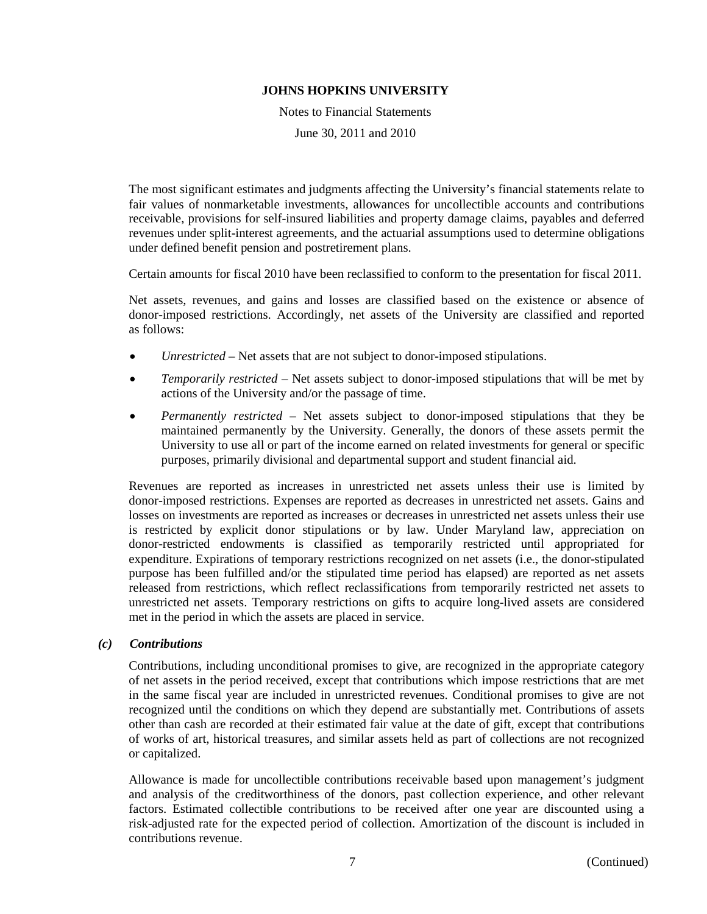The most significant estimates and judgments affecting the University's financial statements relate to fair values of nonmarketable investments, allowances for uncollectible accounts and contributions receivable, provisions for self-insured liabilities and property damage claims, payables and deferred revenues under split-interest agreements, and the actuarial assumptions used to determine obligations under defined benefit pension and postretirement plans.

Certain amounts for fiscal 2010 have been reclassified to conform to the presentation for fiscal 2011.

Net assets, revenues, and gains and losses are classified based on the existence or absence of donor-imposed restrictions. Accordingly, net assets of the University are classified and reported as follows:

- *Unrestricted* – Net assets that are not subject to donor-imposed stipulations.
- *Temporarily restricted* – Net assets subject to donor-imposed stipulations that will be met by actions of the University and/or the passage of time.
- *Permanently restricted* – Net assets subject to donor-imposed stipulations that they be maintained permanently by the University. Generally, the donors of these assets permit the University to use all or part of the income earned on related investments for general or specific purposes, primarily divisional and departmental support and student financial aid.

Revenues are reported as increases in unrestricted net assets unless their use is limited by donor-imposed restrictions. Expenses are reported as decreases in unrestricted net assets. Gains and losses on investments are reported as increases or decreases in unrestricted net assets unless their use is restricted by explicit donor stipulations or by law. Under Maryland law, appreciation on donor-restricted endowments is classified as temporarily restricted until appropriated for expenditure. Expirations of temporary restrictions recognized on net assets (i.e., the donor-stipulated purpose has been fulfilled and/or the stipulated time period has elapsed) are reported as net assets released from restrictions, which reflect reclassifications from temporarily restricted net assets to unrestricted net assets. Temporary restrictions on gifts to acquire long-lived assets are considered met in the period in which the assets are placed in service.

### *(c) Contributions*

Contributions, including unconditional promises to give, are recognized in the appropriate category of net assets in the period received, except that contributions which impose restrictions that are met in the same fiscal year are included in unrestricted revenues. Conditional promises to give are not recognized until the conditions on which they depend are substantially met. Contributions of assets other than cash are recorded at their estimated fair value at the date of gift, except that contributions of works of art, historical treasures, and similar assets held as part of collections are not recognized or capitalized.

Allowance is made for uncollectible contributions receivable based upon management's judgment and analysis of the creditworthiness of the donors, past collection experience, and other relevant factors. Estimated collectible contributions to be received after one year are discounted using a risk-adjusted rate for the expected period of collection. Amortization of the discount is included in contributions revenue.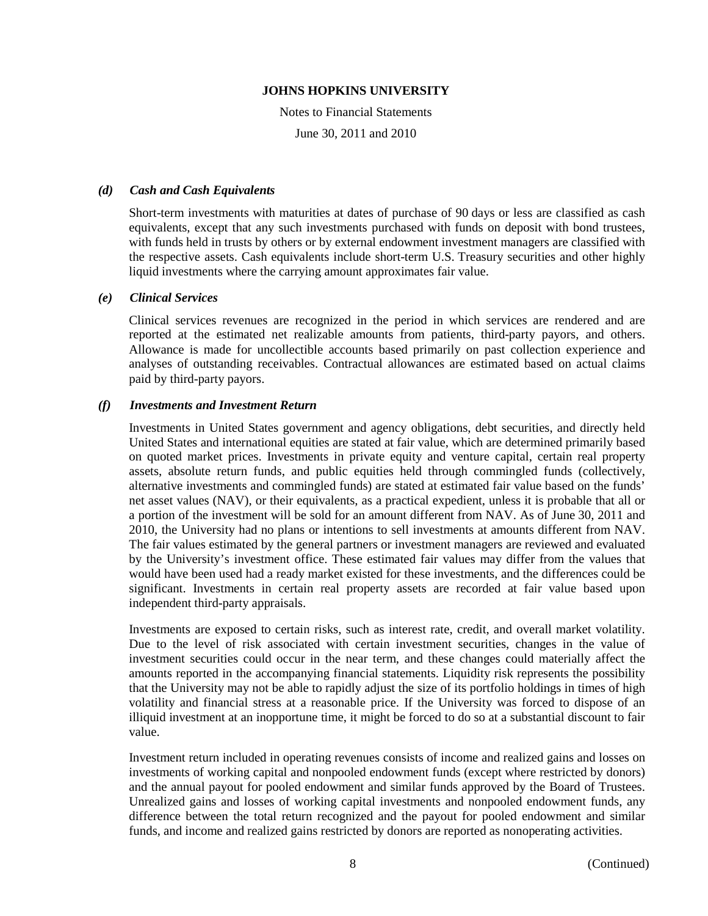### *(d) Cash and Cash Equivalents*

Short-term investments with maturities at dates of purchase of 90 days or less are classified as cash equivalents, except that any such investments purchased with funds on deposit with bond trustees, with funds held in trusts by others or by external endowment investment managers are classified with the respective assets. Cash equivalents include short-term U.S. Treasury securities and other highly liquid investments where the carrying amount approximates fair value.

### *(e) Clinical Services*

Clinical services revenues are recognized in the period in which services are rendered and are reported at the estimated net realizable amounts from patients, third-party payors, and others. Allowance is made for uncollectible accounts based primarily on past collection experience and analyses of outstanding receivables. Contractual allowances are estimated based on actual claims paid by third-party payors.

### *(f) Investments and Investment Return*

Investments in United States government and agency obligations, debt securities, and directly held United States and international equities are stated at fair value, which are determined primarily based on quoted market prices. Investments in private equity and venture capital, certain real property assets, absolute return funds, and public equities held through commingled funds (collectively, alternative investments and commingled funds) are stated at estimated fair value based on the funds' net asset values (NAV), or their equivalents, as a practical expedient, unless it is probable that all or a portion of the investment will be sold for an amount different from NAV. As of June 30, 2011 and 2010, the University had no plans or intentions to sell investments at amounts different from NAV. The fair values estimated by the general partners or investment managers are reviewed and evaluated by the University's investment office. These estimated fair values may differ from the values that would have been used had a ready market existed for these investments, and the differences could be significant. Investments in certain real property assets are recorded at fair value based upon independent third-party appraisals.

Investments are exposed to certain risks, such as interest rate, credit, and overall market volatility. Due to the level of risk associated with certain investment securities, changes in the value of investment securities could occur in the near term, and these changes could materially affect the amounts reported in the accompanying financial statements. Liquidity risk represents the possibility that the University may not be able to rapidly adjust the size of its portfolio holdings in times of high volatility and financial stress at a reasonable price. If the University was forced to dispose of an illiquid investment at an inopportune time, it might be forced to do so at a substantial discount to fair value.

Investment return included in operating revenues consists of income and realized gains and losses on investments of working capital and nonpooled endowment funds (except where restricted by donors) and the annual payout for pooled endowment and similar funds approved by the Board of Trustees. Unrealized gains and losses of working capital investments and nonpooled endowment funds, any difference between the total return recognized and the payout for pooled endowment and similar funds, and income and realized gains restricted by donors are reported as nonoperating activities.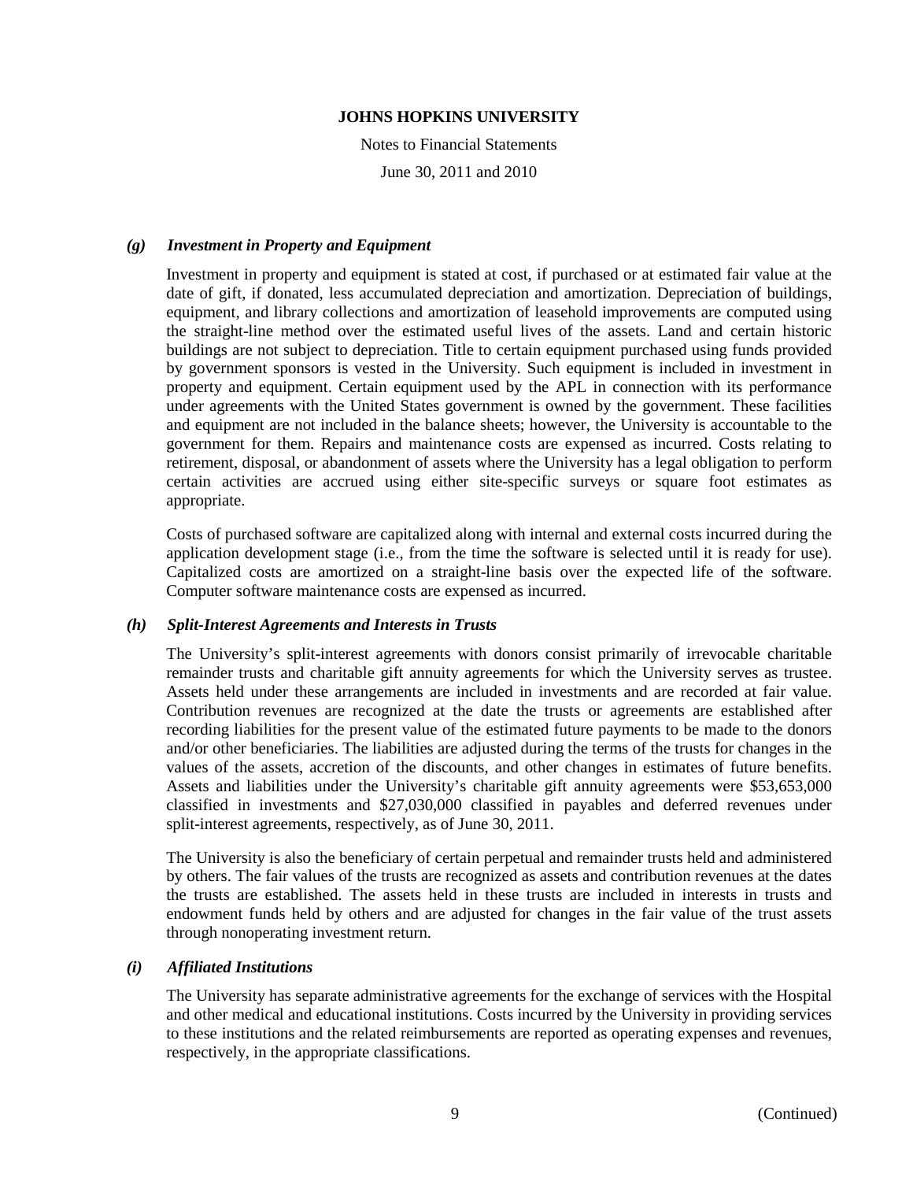### *(g) Investment in Property and Equipment*

Investment in property and equipment is stated at cost, if purchased or at estimated fair value at the date of gift, if donated, less accumulated depreciation and amortization. Depreciation of buildings, equipment, and library collections and amortization of leasehold improvements are computed using the straight-line method over the estimated useful lives of the assets. Land and certain historic buildings are not subject to depreciation. Title to certain equipment purchased using funds provided by government sponsors is vested in the University. Such equipment is included in investment in property and equipment. Certain equipment used by the APL in connection with its performance under agreements with the United States government is owned by the government. These facilities and equipment are not included in the balance sheets; however, the University is accountable to the government for them. Repairs and maintenance costs are expensed as incurred. Costs relating to retirement, disposal, or abandonment of assets where the University has a legal obligation to perform certain activities are accrued using either site-specific surveys or square foot estimates as appropriate.

Costs of purchased software are capitalized along with internal and external costs incurred during the application development stage (i.e., from the time the software is selected until it is ready for use). Capitalized costs are amortized on a straight-line basis over the expected life of the software. Computer software maintenance costs are expensed as incurred.

### *(h) Split-Interest Agreements and Interests in Trusts*

The University's split-interest agreements with donors consist primarily of irrevocable charitable remainder trusts and charitable gift annuity agreements for which the University serves as trustee. Assets held under these arrangements are included in investments and are recorded at fair value. Contribution revenues are recognized at the date the trusts or agreements are established after recording liabilities for the present value of the estimated future payments to be made to the donors and/or other beneficiaries. The liabilities are adjusted during the terms of the trusts for changes in the values of the assets, accretion of the discounts, and other changes in estimates of future benefits. Assets and liabilities under the University's charitable gift annuity agreements were $53,653,000 classified in investments and $27,030,000 classified in payables and deferred revenues under split-interest agreements, respectively, as of June 30, 2011.

The University is also the beneficiary of certain perpetual and remainder trusts held and administered by others. The fair values of the trusts are recognized as assets and contribution revenues at the dates the trusts are established. The assets held in these trusts are included in interests in trusts and endowment funds held by others and are adjusted for changes in the fair value of the trust assets through nonoperating investment return.

### *(i) Affiliated Institutions*

The University has separate administrative agreements for the exchange of services with the Hospital and other medical and educational institutions. Costs incurred by the University in providing services to these institutions and the related reimbursements are reported as operating expenses and revenues, respectively, in the appropriate classifications.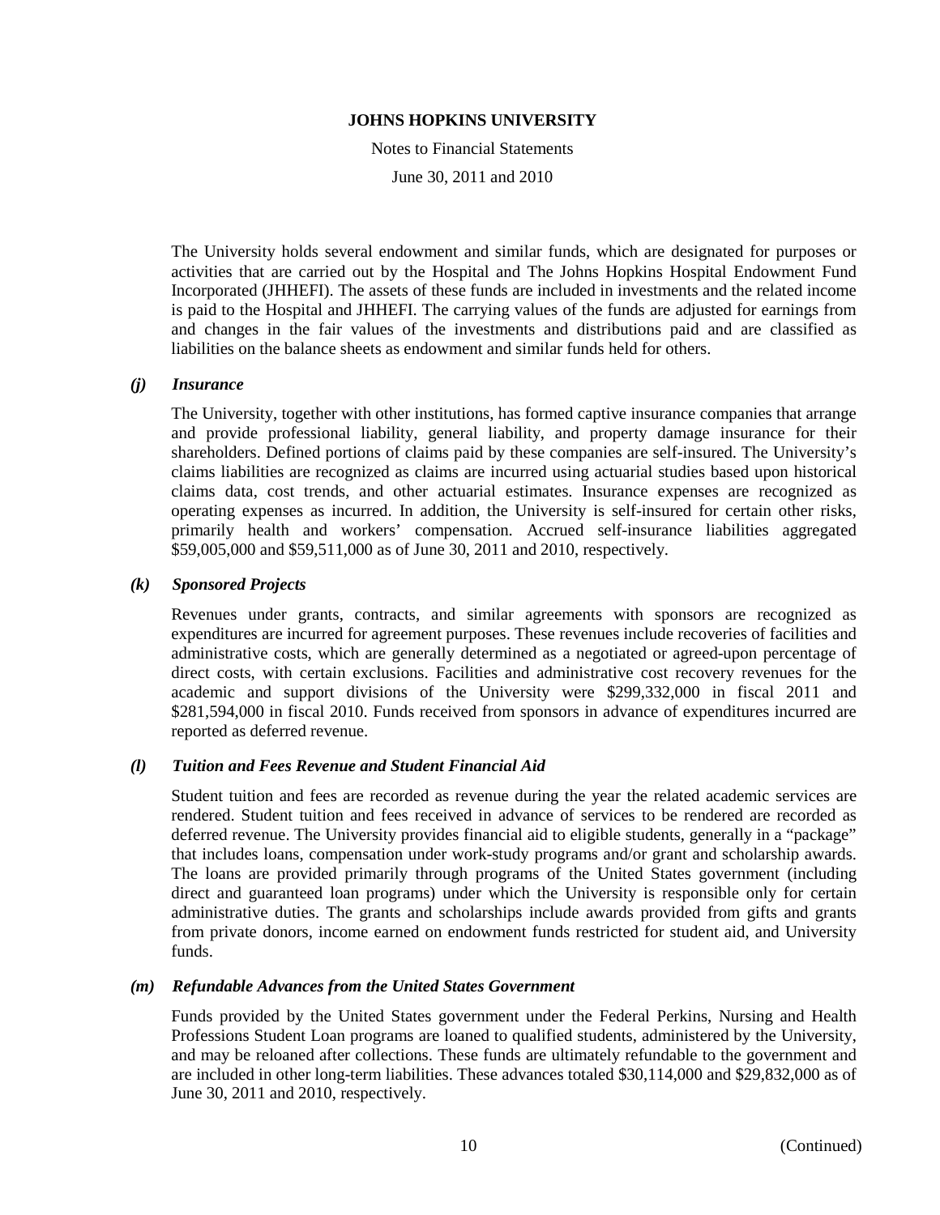The University holds several endowment and similar funds, which are designated for purposes or activities that are carried out by the Hospital and The Johns Hopkins Hospital Endowment Fund Incorporated (JHHEFI). The assets of these funds are included in investments and the related income is paid to the Hospital and JHHEFI. The carrying values of the funds are adjusted for earnings from and changes in the fair values of the investments and distributions paid and are classified as liabilities on the balance sheets as endowment and similar funds held for others.

### *(j) Insurance*

The University, together with other institutions, has formed captive insurance companies that arrange and provide professional liability, general liability, and property damage insurance for their shareholders. Defined portions of claims paid by these companies are self-insured. The University's claims liabilities are recognized as claims are incurred using actuarial studies based upon historical claims data, cost trends, and other actuarial estimates. Insurance expenses are recognized as operating expenses as incurred. In addition, the University is self-insured for certain other risks, primarily health and workers' compensation. Accrued self-insurance liabilities aggregated $59,005,000 and $59,511,000 as of June 30, 2011 and 2010, respectively.

### *(k) Sponsored Projects*

Revenues under grants, contracts, and similar agreements with sponsors are recognized as expenditures are incurred for agreement purposes. These revenues include recoveries of facilities and administrative costs, which are generally determined as a negotiated or agreed-upon percentage of direct costs, with certain exclusions. Facilities and administrative cost recovery revenues for the academic and support divisions of the University were $299,332,000 in fiscal 2011 and $281,594,000 in fiscal 2010. Funds received from sponsors in advance of expenditures incurred are reported as deferred revenue.

### *(l) Tuition and Fees Revenue and Student Financial Aid*

Student tuition and fees are recorded as revenue during the year the related academic services are rendered. Student tuition and fees received in advance of services to be rendered are recorded as deferred revenue. The University provides financial aid to eligible students, generally in a "package" that includes loans, compensation under work-study programs and/or grant and scholarship awards. The loans are provided primarily through programs of the United States government (including direct and guaranteed loan programs) under which the University is responsible only for certain administrative duties. The grants and scholarships include awards provided from gifts and grants from private donors, income earned on endowment funds restricted for student aid, and University funds.

### *(m) Refundable Advances from the United States Government*

Funds provided by the United States government under the Federal Perkins, Nursing and Health Professions Student Loan programs are loaned to qualified students, administered by the University, and may be reloaned after collections. These funds are ultimately refundable to the government and are included in other long-term liabilities. These advances totaled $30,114,000 and $29,832,000 as of June 30, 2011 and 2010, respectively.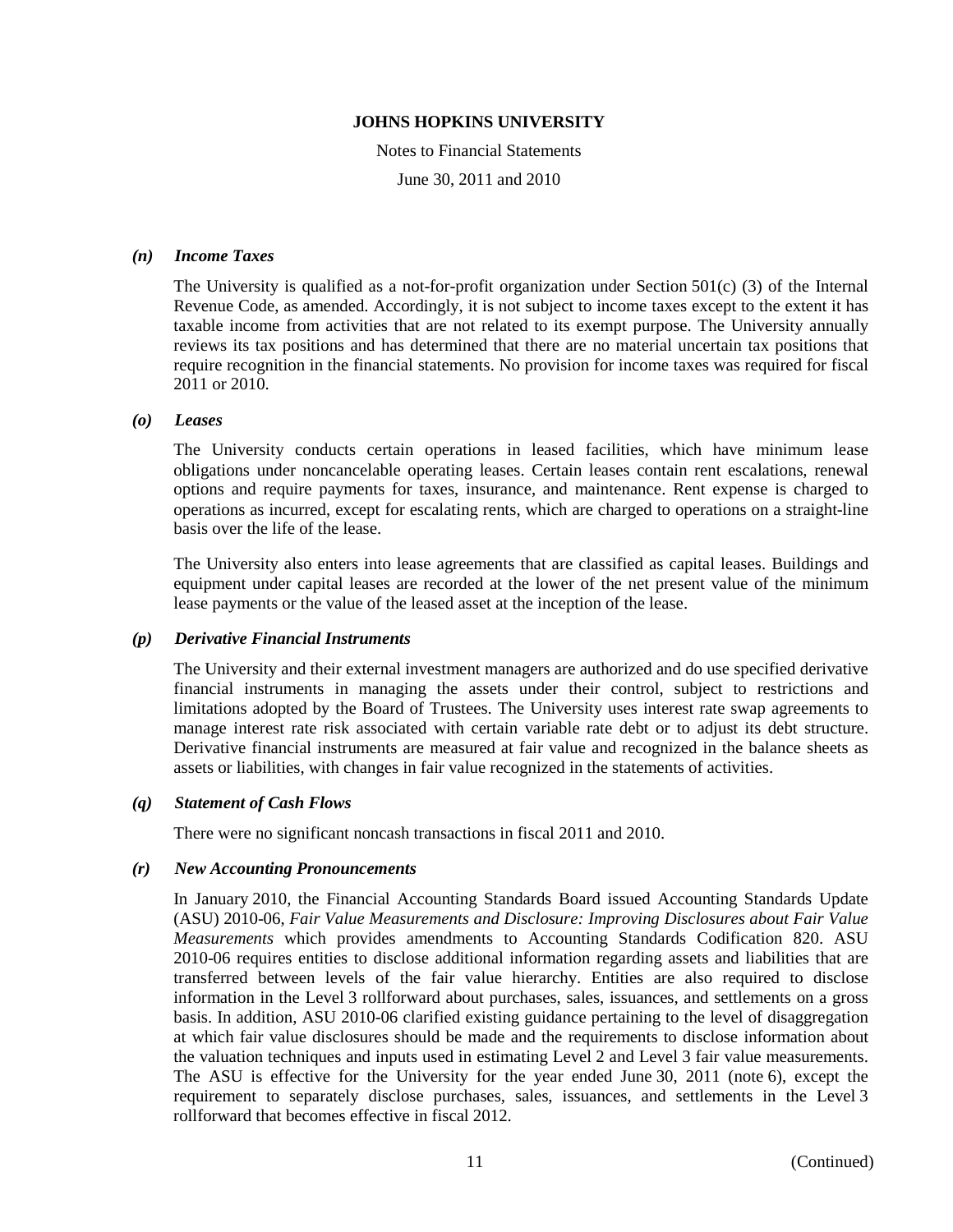#### *(n) Income Taxes*

The University is qualified as a not-for-profit organization under Section 501(c) (3) of the Internal Revenue Code, as amended. Accordingly, it is not subject to income taxes except to the extent it has taxable income from activities that are not related to its exempt purpose. The University annually reviews its tax positions and has determined that there are no material uncertain tax positions that require recognition in the financial statements. No provision for income taxes was required for fiscal 2011 or 2010.

#### *(o) Leases*

The University conducts certain operations in leased facilities, which have minimum lease obligations under noncancelable operating leases. Certain leases contain rent escalations, renewal options and require payments for taxes, insurance, and maintenance. Rent expense is charged to operations as incurred, except for escalating rents, which are charged to operations on a straight-line basis over the life of the lease.

The University also enters into lease agreements that are classified as capital leases. Buildings and equipment under capital leases are recorded at the lower of the net present value of the minimum lease payments or the value of the leased asset at the inception of the lease.

#### *(p) Derivative Financial Instruments*

The University and their external investment managers are authorized and do use specified derivative financial instruments in managing the assets under their control, subject to restrictions and limitations adopted by the Board of Trustees. The University uses interest rate swap agreements to manage interest rate risk associated with certain variable rate debt or to adjust its debt structure. Derivative financial instruments are measured at fair value and recognized in the balance sheets as assets or liabilities, with changes in fair value recognized in the statements of activities.

#### *(q) Statement of Cash Flows*

There were no significant noncash transactions in fiscal 2011 and 2010.

#### *(r) New Accounting Pronouncements*

In January 2010, the Financial Accounting Standards Board issued Accounting Standards Update (ASU) 2010-06, *Fair Value Measurements and Disclosure: Improving Disclosures about Fair Value Measurements* which provides amendments to Accounting Standards Codification 820. ASU 2010-06 requires entities to disclose additional information regarding assets and liabilities that are transferred between levels of the fair value hierarchy. Entities are also required to disclose information in the Level 3 rollforward about purchases, sales, issuances, and settlements on a gross basis. In addition, ASU 2010-06 clarified existing guidance pertaining to the level of disaggregation at which fair value disclosures should be made and the requirements to disclose information about the valuation techniques and inputs used in estimating Level 2 and Level 3 fair value measurements. The ASU is effective for the University for the year ended June 30, 2011 (note 6), except the requirement to separately disclose purchases, sales, issuances, and settlements in the Level 3 rollforward that becomes effective in fiscal 2012.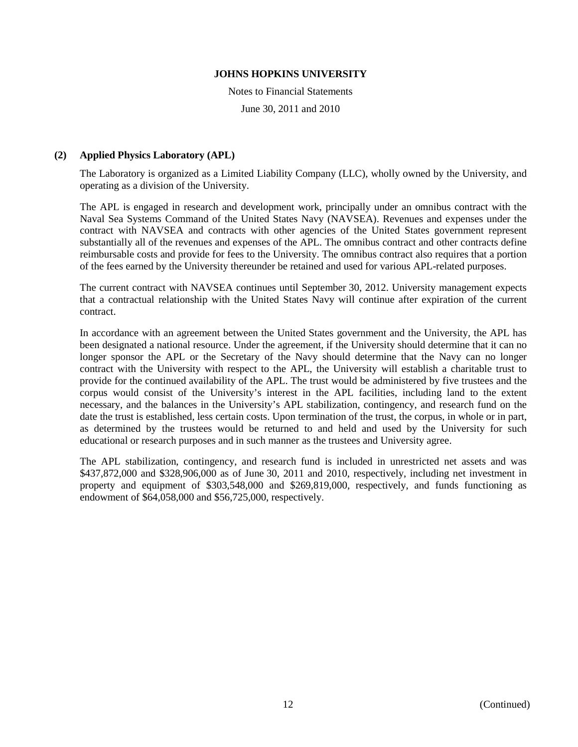## (2) Applied Physics Laboratory (APL)

The Laboratory is organized as a Limited Liability Company (LLC), wholly owned by the University, and operating as a division of the University.

The APL is engaged in research and development work, principally under an omnibus contract with the Naval Sea Systems Command of the United States Navy (NAVSEA). Revenues and expenses under the contract with NAVSEA and contracts with other agencies of the United States government represent substantially all of the revenues and expenses of the APL. The omnibus contract and other contracts define reimbursable costs and provide for fees to the University. The omnibus contract also requires that a portion of the fees earned by the University thereunder be retained and used for various APL-related purposes.

The current contract with NAVSEA continues until September 30, 2012. University management expects that a contractual relationship with the United States Navy will continue after expiration of the current contract.

In accordance with an agreement between the United States government and the University, the APL has been designated a national resource. Under the agreement, if the University should determine that it can no longer sponsor the APL or the Secretary of the Navy should determine that the Navy can no longer contract with the University with respect to the APL, the University will establish a charitable trust to provide for the continued availability of the APL. The trust would be administered by five trustees and the corpus would consist of the University's interest in the APL facilities, including land to the extent necessary, and the balances in the University's APL stabilization, contingency, and research fund on the date the trust is established, less certain costs. Upon termination of the trust, the corpus, in whole or in part, as determined by the trustees would be returned to and held and used by the University for such educational or research purposes and in such manner as the trustees and University agree.

The APL stabilization, contingency, and research fund is included in unrestricted net assets and was $437,872,000 and $328,906,000 as of June 30, 2011 and 2010, respectively, including net investment in property and equipment of $303,548,000 and $269,819,000, respectively, and funds functioning as endowment of $64,058,000 and $56,725,000, respectively.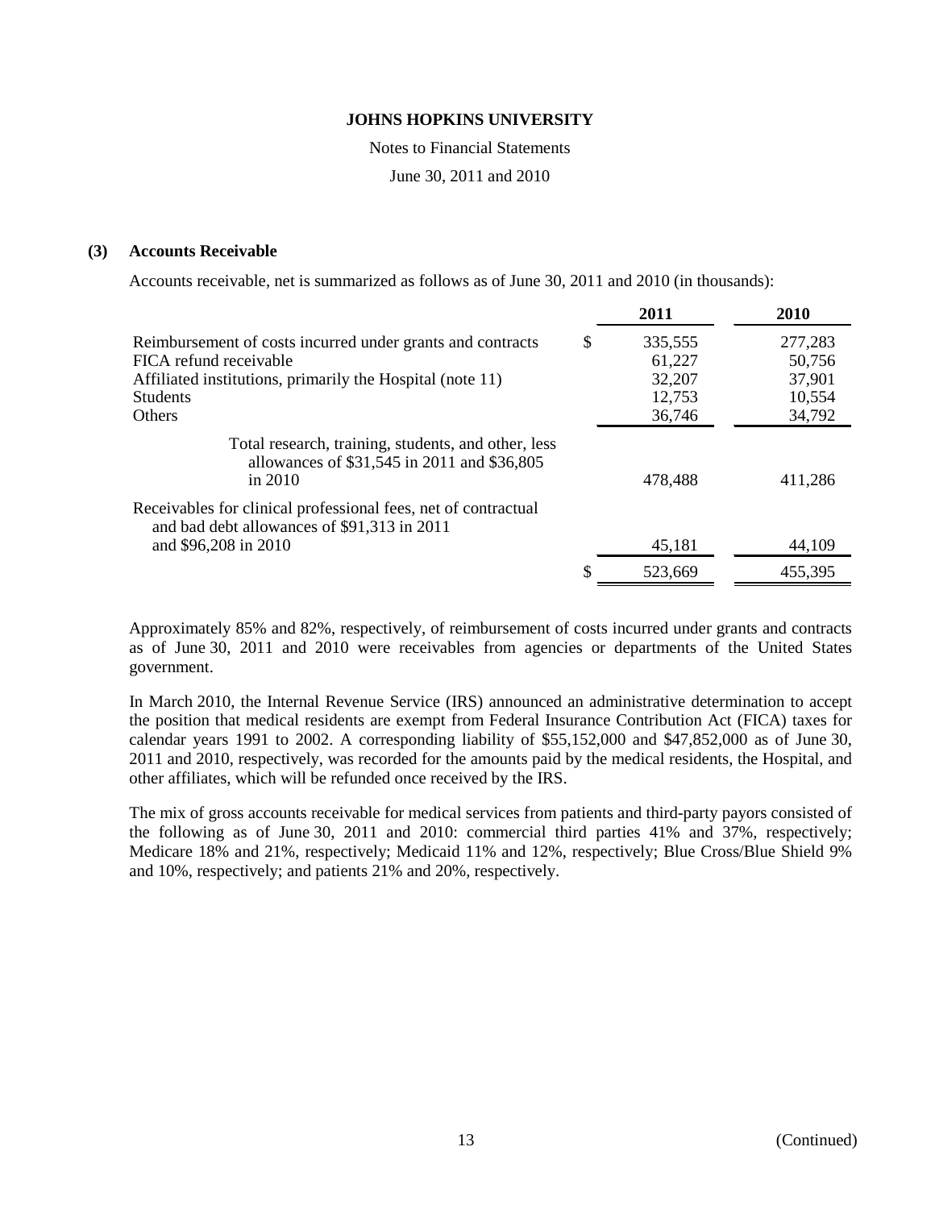**JOHNS HOPKINS UNIVERSITY**

Notes to Financial Statements

June 30, 2011 and 2010

## (3) Accounts Receivable

Accounts receivable, net is summarized as follows as of June 30, 2011 and 2010 (in thousands):

| | | 2011 | 2010 |
|---|---|---|---|
| Reimbursement of costs incurred under grants and contracts | $ | 335,555 | 277,283 |
| FICA refund receivable | | 61,227 | 50,756 |
| Affiliated institutions, primarily the Hospital (note 11) | | 32,207 | 37,901 |
| Students | | 12,753 | 10,554 |
| Others | | 36,746 | 34,792 |
| Total research, training, students, and other, less allowances of $31,545 in 2011 and $36,805 in 2010 | | 478,488 | 411,286 |
| Receivables for clinical professional fees, net of contractual and bad debt allowances of $91,313 in 2011 and $96,208 in 2010 | | 45,181 | 44,109 |
| | $ | 523,669 | 455,395 |

Approximately 85% and 82%, respectively, of reimbursement of costs incurred under grants and contracts as of June 30, 2011 and 2010 were receivables from agencies or departments of the United States government.

In March 2010, the Internal Revenue Service (IRS) announced an administrative determination to accept the position that medical residents are exempt from Federal Insurance Contribution Act (FICA) taxes for calendar years 1991 to 2002. A corresponding liability of $55,152,000 and $47,852,000 as of June 30, 2011 and 2010, respectively, was recorded for the amounts paid by the medical residents, the Hospital, and other affiliates, which will be refunded once received by the IRS.

The mix of gross accounts receivable for medical services from patients and third-party payors consisted of the following as of June 30, 2011 and 2010: commercial third parties 41% and 37%, respectively; Medicare 18% and 21%, respectively; Medicaid 11% and 12%, respectively; Blue Cross/Blue Shield 9% and 10%, respectively; and patients 21% and 20%, respectively.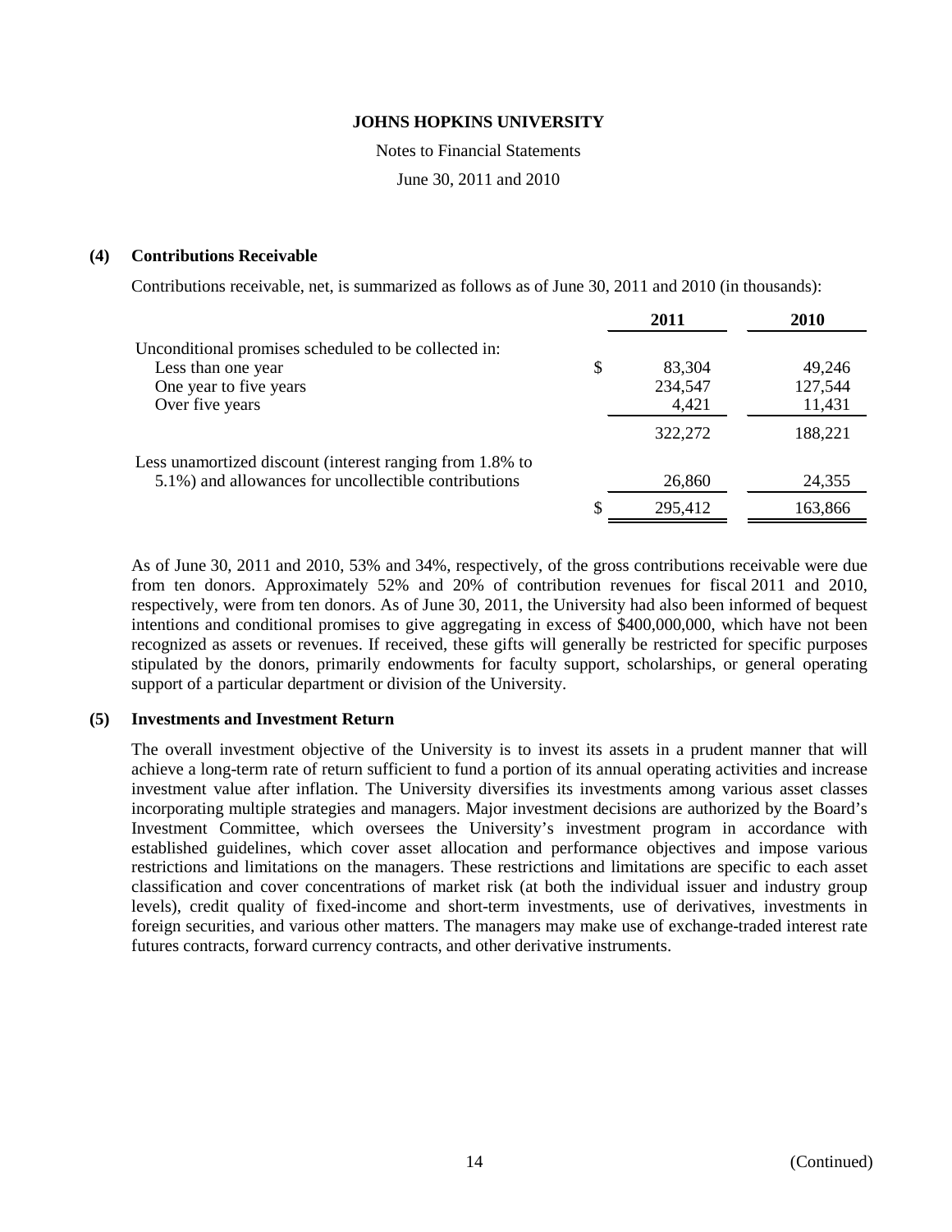## (4) Contributions Receivable

Contributions receivable, net, is summarized as follows as of June 30, 2011 and 2010 (in thousands):

| | 2011 | 2010 |
|---|---|---|
| Unconditional promises scheduled to be collected in: | | |
| Less than one year | $ 83,304 | 49,246 |
| One year to five years | 234,547 | 127,544 |
| Over five years | 4,421 | 11,431 |
| | 322,272 | 188,221 |
| Less unamortized discount (interest ranging from 1.8% to 5.1%) and allowances for uncollectible contributions | 26,860 | 24,355 |
| | $ 295,412 | 163,866 |

As of June 30, 2011 and 2010, 53% and 34%, respectively, of the gross contributions receivable were due from ten donors. Approximately 52% and 20% of contribution revenues for fiscal 2011 and 2010, respectively, were from ten donors. As of June 30, 2011, the University had also been informed of bequest intentions and conditional promises to give aggregating in excess of $400,000,000, which have not been recognized as assets or revenues. If received, these gifts will generally be restricted for specific purposes stipulated by the donors, primarily endowments for faculty support, scholarships, or general operating support of a particular department or division of the University.

## (5) Investments and Investment Return

The overall investment objective of the University is to invest its assets in a prudent manner that will achieve a long-term rate of return sufficient to fund a portion of its annual operating activities and increase investment value after inflation. The University diversifies its investments among various asset classes incorporating multiple strategies and managers. Major investment decisions are authorized by the Board's Investment Committee, which oversees the University's investment program in accordance with established guidelines, which cover asset allocation and performance objectives and impose various restrictions and limitations on the managers. These restrictions and limitations are specific to each asset classification and cover concentrations of market risk (at both the individual issuer and industry group levels), credit quality of fixed-income and short-term investments, use of derivatives, investments in foreign securities, and various other matters. The managers may make use of exchange-traded interest rate futures contracts, forward currency contracts, and other derivative instruments.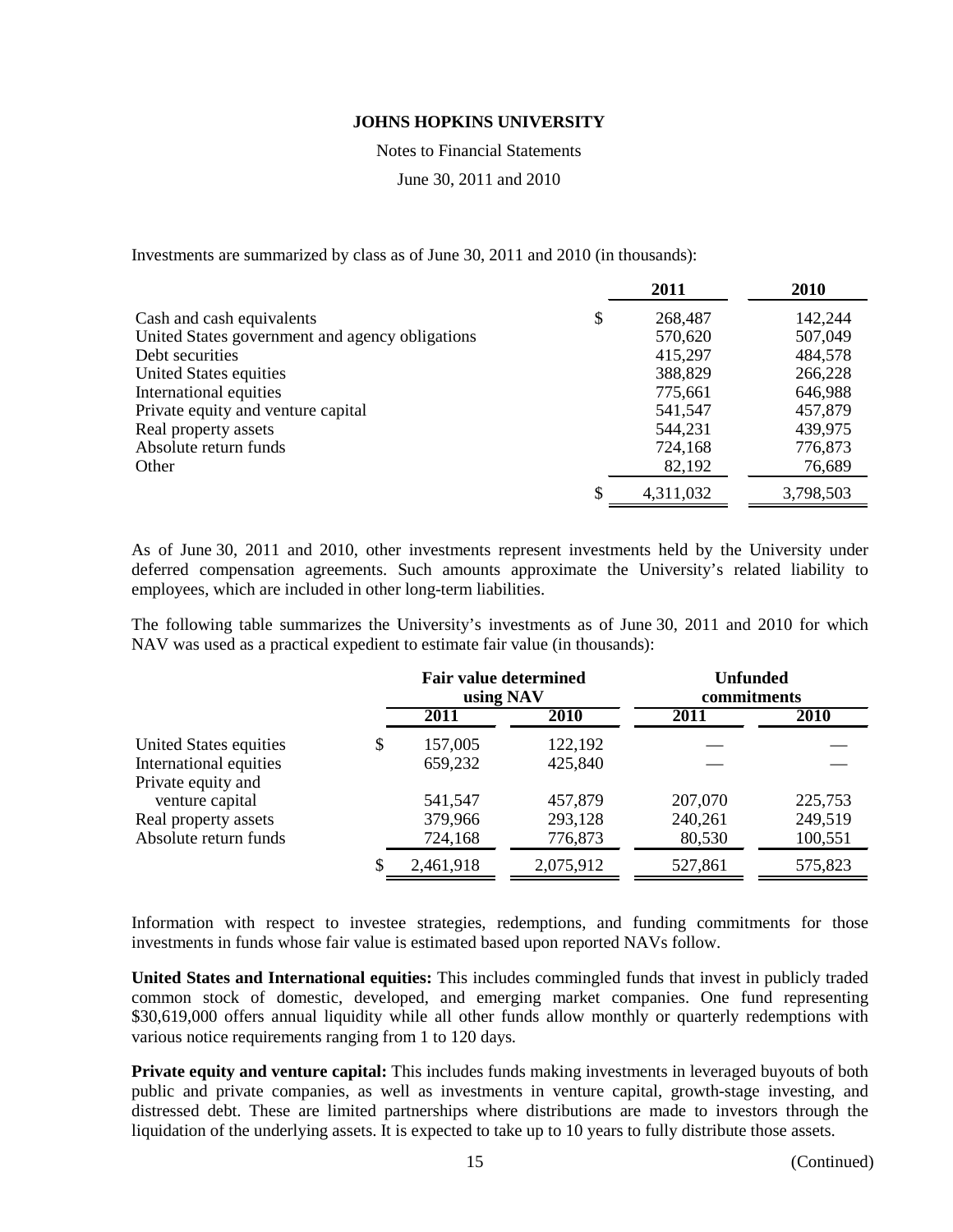Investments are summarized by class as of June 30, 2011 and 2010 (in thousands):

| | 2011 | 2010 |
|---|---|---|
| Cash and cash equivalents | $ 268,487 | 142,244 |
| United States government and agency obligations | 570,620 | 507,049 |
| Debt securities | 415,297 | 484,578 |
| United States equities | 388,829 | 266,228 |
| International equities | 775,661 | 646,988 |
| Private equity and venture capital | 541,547 | 457,879 |
| Real property assets | 544,231 | 439,975 |
| Absolute return funds | 724,168 | 776,873 |
| Other | 82,192 | 76,689 |
| | $ 4,311,032 | 3,798,503 |

As of June 30, 2011 and 2010, other investments represent investments held by the University under deferred compensation agreements. Such amounts approximate the University's related liability to employees, which are included in other long-term liabilities.

The following table summarizes the University's investments as of June 30, 2011 and 2010 for which NAV was used as a practical expedient to estimate fair value (in thousands):

| | Fair value determined using NAV | | Unfunded commitments | |
|---|---|---|---|---|
| | 2011 | 2010 | 2011 | 2010 |
| United States equities | $ 157,005 | 122,192 | — | — |
| International equities | 659,232 | 425,840 | — | — |
| Private equity and venture capital | 541,547 | 457,879 | 207,070 | 225,753 |
| Real property assets | 379,966 | 293,128 | 240,261 | 249,519 |
| Absolute return funds | 724,168 | 776,873 | 80,530 | 100,551 |
| | $ 2,461,918 | 2,075,912 | 527,861 | 575,823 |

Information with respect to investee strategies, redemptions, and funding commitments for those investments in funds whose fair value is estimated based upon reported NAVs follow.

**United States and International equities:** This includes commingled funds that invest in publicly traded common stock of domestic, developed, and emerging market companies. One fund representing $30,619,000 offers annual liquidity while all other funds allow monthly or quarterly redemptions with various notice requirements ranging from 1 to 120 days.

**Private equity and venture capital:** This includes funds making investments in leveraged buyouts of both public and private companies, as well as investments in venture capital, growth-stage investing, and distressed debt. These are limited partnerships where distributions are made to investors through the liquidation of the underlying assets. It is expected to take up to 10 years to fully distribute those assets.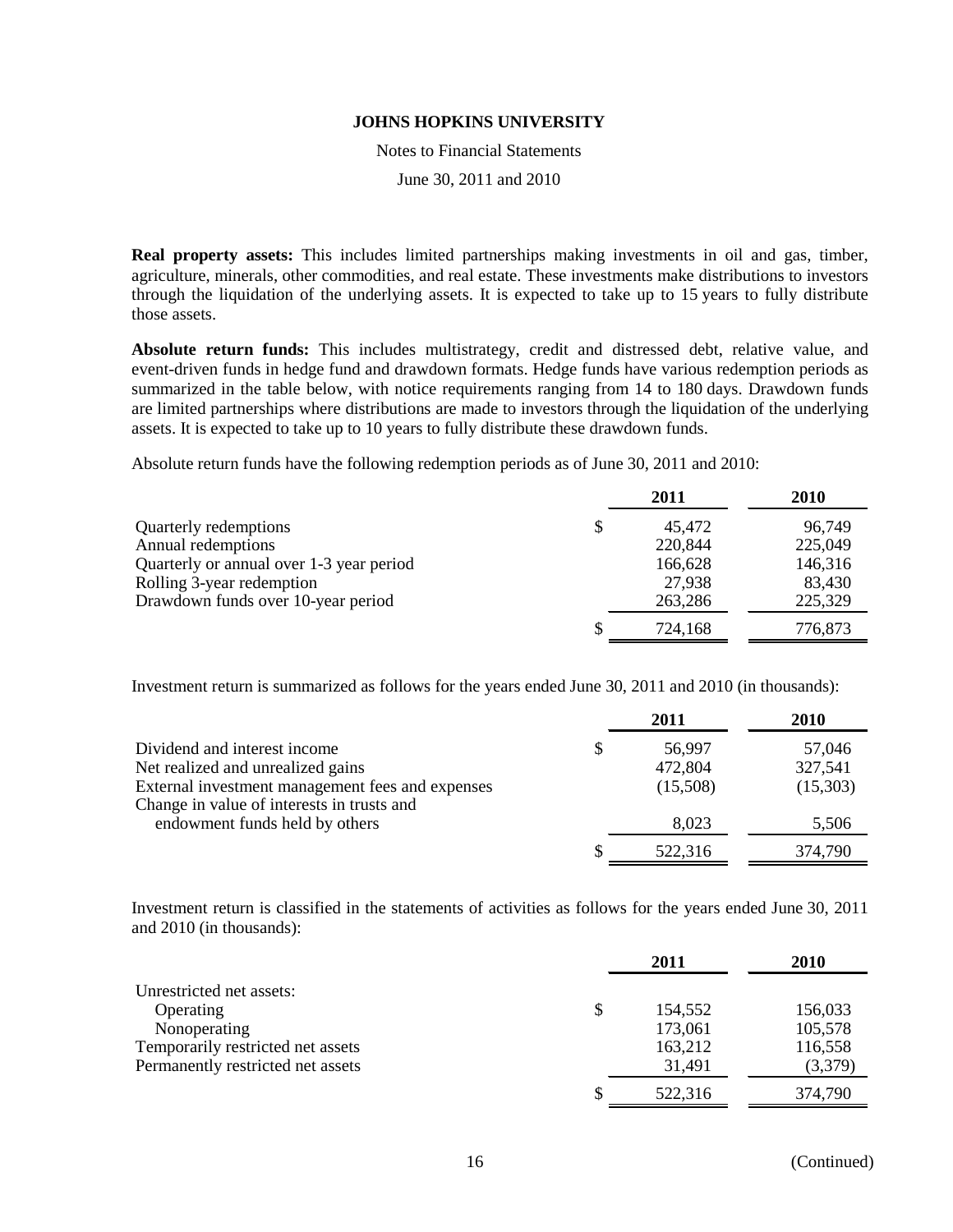**Real property assets:** This includes limited partnerships making investments in oil and gas, timber, agriculture, minerals, other commodities, and real estate. These investments make distributions to investors through the liquidation of the underlying assets. It is expected to take up to 15 years to fully distribute those assets.

**Absolute return funds:** This includes multistrategy, credit and distressed debt, relative value, and event-driven funds in hedge fund and drawdown formats. Hedge funds have various redemption periods as summarized in the table below, with notice requirements ranging from 14 to 180 days. Drawdown funds are limited partnerships where distributions are made to investors through the liquidation of the underlying assets. It is expected to take up to 10 years to fully distribute these drawdown funds.

Absolute return funds have the following redemption periods as of June 30, 2011 and 2010:

| | 2011 | 2010 |
|---|---|---|
| Quarterly redemptions | $ 45,472 | 96,749 |
| Annual redemptions | 220,844 | 225,049 |
| Quarterly or annual over 1-3 year period | 166,628 | 146,316 |
| Rolling 3-year redemption | 27,938 | 83,430 |
| Drawdown funds over 10-year period | 263,286 | 225,329 |
| | $ 724,168 | 776,873 |

Investment return is summarized as follows for the years ended June 30, 2011 and 2010 (in thousands):

| | 2011 | 2010 |
|---|---|---|
| Dividend and interest income | $ 56,997 | 57,046 |
| Net realized and unrealized gains | 472,804 | 327,541 |
| External investment management fees and expenses | (15,508) | (15,303) |
| Change in value of interests in trusts and endowment funds held by others | 8,023 | 5,506 |
| | $ 522,316 | 374,790 |

Investment return is classified in the statements of activities as follows for the years ended June 30, 2011 and 2010 (in thousands):

| | 2011 | 2010 |
|---|---|---|
| Unrestricted net assets: | | |
| Operating | $ 154,552 | 156,033 |
| Nonoperating | 173,061 | 105,578 |
| Temporarily restricted net assets | 163,212 | 116,558 |
| Permanently restricted net assets | 31,491 | (3,379) |
| | $ 522,316 | 374,790 |

(Continued)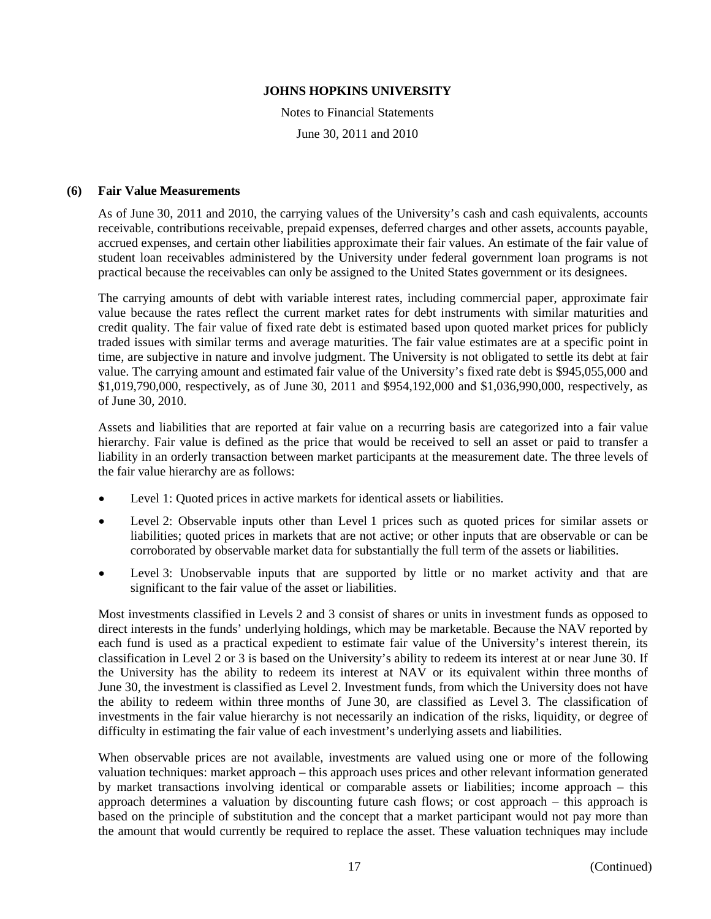### (6) Fair Value Measurements

As of June 30, 2011 and 2010, the carrying values of the University's cash and cash equivalents, accounts receivable, contributions receivable, prepaid expenses, deferred charges and other assets, accounts payable, accrued expenses, and certain other liabilities approximate their fair values. An estimate of the fair value of student loan receivables administered by the University under federal government loan programs is not practical because the receivables can only be assigned to the United States government or its designees.

The carrying amounts of debt with variable interest rates, including commercial paper, approximate fair value because the rates reflect the current market rates for debt instruments with similar maturities and credit quality. The fair value of fixed rate debt is estimated based upon quoted market prices for publicly traded issues with similar terms and average maturities. The fair value estimates are at a specific point in time, are subjective in nature and involve judgment. The University is not obligated to settle its debt at fair value. The carrying amount and estimated fair value of the University's fixed rate debt is $945,055,000 and $1,019,790,000, respectively, as of June 30, 2011 and $954,192,000 and $1,036,990,000, respectively, as of June 30, 2010.

Assets and liabilities that are reported at fair value on a recurring basis are categorized into a fair value hierarchy. Fair value is defined as the price that would be received to sell an asset or paid to transfer a liability in an orderly transaction between market participants at the measurement date. The three levels of the fair value hierarchy are as follows:

- Level 1: Quoted prices in active markets for identical assets or liabilities.
- Level 2: Observable inputs other than Level 1 prices such as quoted prices for similar assets or liabilities; quoted prices in markets that are not active; or other inputs that are observable or can be corroborated by observable market data for substantially the full term of the assets or liabilities.
- Level 3: Unobservable inputs that are supported by little or no market activity and that are significant to the fair value of the asset or liabilities.

Most investments classified in Levels 2 and 3 consist of shares or units in investment funds as opposed to direct interests in the funds' underlying holdings, which may be marketable. Because the NAV reported by each fund is used as a practical expedient to estimate fair value of the University's interest therein, its classification in Level 2 or 3 is based on the University's ability to redeem its interest at or near June 30. If the University has the ability to redeem its interest at NAV or its equivalent within three months of June 30, the investment is classified as Level 2. Investment funds, from which the University does not have the ability to redeem within three months of June 30, are classified as Level 3. The classification of investments in the fair value hierarchy is not necessarily an indication of the risks, liquidity, or degree of difficulty in estimating the fair value of each investment's underlying assets and liabilities.

When observable prices are not available, investments are valued using one or more of the following valuation techniques: market approach – this approach uses prices and other relevant information generated by market transactions involving identical or comparable assets or liabilities; income approach – this approach determines a valuation by discounting future cash flows; or cost approach – this approach is based on the principle of substitution and the concept that a market participant would not pay more than the amount that would currently be required to replace the asset. These valuation techniques may include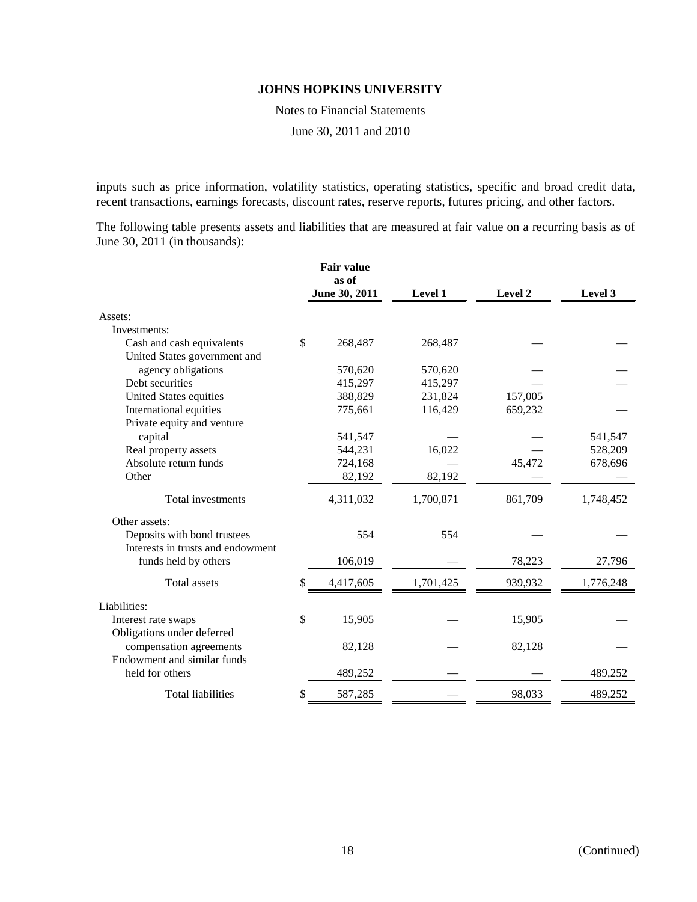inputs such as price information, volatility statistics, operating statistics, specific and broad credit data, recent transactions, earnings forecasts, discount rates, reserve reports, futures pricing, and other factors.

The following table presents assets and liabilities that are measured at fair value on a recurring basis as of June 30, 2011 (in thousands):

| | Fair value as of June 30, 2011 | Level 1 | Level 2 | Level 3 |
|---|---|---|---|---|
| Assets: | | | | |
| Investments: | | | | |
| Cash and cash equivalents | $ 268,487 | 268,487 | — | — |
| United States government and agency obligations | 570,620 | 570,620 | — | — |
| Debt securities | 415,297 | 415,297 | — | — |
| United States equities | 388,829 | 231,824 | 157,005 | |
| International equities | 775,661 | 116,429 | 659,232 | — |
| Private equity and venture capital | 541,547 | — | — | 541,547 |
| Real property assets | 544,231 | 16,022 | — | 528,209 |
| Absolute return funds | 724,168 | — | 45,472 | 678,696 |
| Other | 82,192 | 82,192 | — | — |
| Total investments | 4,311,032 | 1,700,871 | 861,709 | 1,748,452 |
| Other assets: | | | | |
| Deposits with bond trustees | 554 | 554 | — | — |
| Interests in trusts and endowment funds held by others | 106,019 | — | 78,223 | 27,796 |
| Total assets | $ 4,417,605 | 1,701,425 | 939,932 | 1,776,248 |
| Liabilities: | | | | |
| Interest rate swaps | $ 15,905 | — | 15,905 | — |
| Obligations under deferred compensation agreements | 82,128 | — | 82,128 | — |
| Endowment and similar funds held for others | 489,252 | — | — | 489,252 |
| Total liabilities | $ 587,285 | — | 98,033 | 489,252 |

(Continued)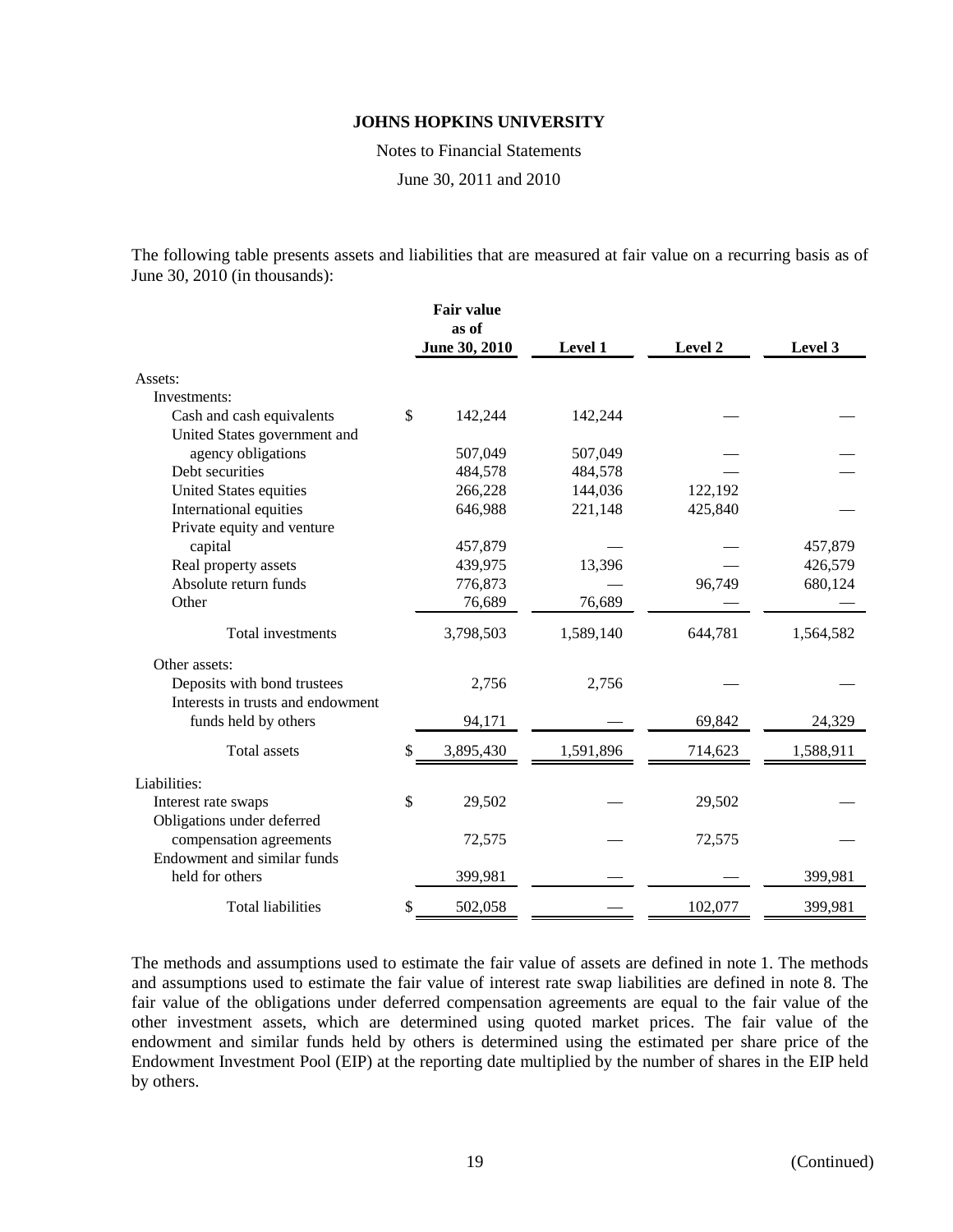The following table presents assets and liabilities that are measured at fair value on a recurring basis as of June 30, 2010 (in thousands):

| | Fair value as of June 30, 2010 | Level 1 | Level 2 | Level 3 |
|---|---|---|---|---|
| Assets: | | | | |
| Investments: | | | | |
| Cash and cash equivalents | $ 142,244 | 142,244 | — | — |
| United States government and agency obligations | 507,049 | 507,049 | — | — |
| Debt securities | 484,578 | 484,578 | — | — |
| United States equities | 266,228 | 144,036 | 122,192 | |
| International equities | 646,988 | 221,148 | 425,840 | — |
| Private equity and venture capital | 457,879 | — | — | 457,879 |
| Real property assets | 439,975 | 13,396 | — | 426,579 |
| Absolute return funds | 776,873 | — | 96,749 | 680,124 |
| Other | 76,689 | 76,689 | — | — |
| Total investments | 3,798,503 | 1,589,140 | 644,781 | 1,564,582 |
| Other assets: | | | | |
| Deposits with bond trustees | 2,756 | 2,756 | — | — |
| Interests in trusts and endowment funds held by others | 94,171 | — | 69,842 | 24,329 |
| Total assets | $ 3,895,430 | 1,591,896 | 714,623 | 1,588,911 |
| Liabilities: | | | | |
| Interest rate swaps | $ 29,502 | — | 29,502 | — |
| Obligations under deferred compensation agreements | 72,575 | — | 72,575 | — |
| Endowment and similar funds held for others | 399,981 | — | — | 399,981 |
| Total liabilities | $ 502,058 | — | 102,077 | 399,981 |

The methods and assumptions used to estimate the fair value of assets are defined in note 1. The methods and assumptions used to estimate the fair value of interest rate swap liabilities are defined in note 8. The fair value of the obligations under deferred compensation agreements are equal to the fair value of the other investment assets, which are determined using quoted market prices. The fair value of the endowment and similar funds held by others is determined using the estimated per share price of the Endowment Investment Pool (EIP) at the reporting date multiplied by the number of shares in the EIP held by others.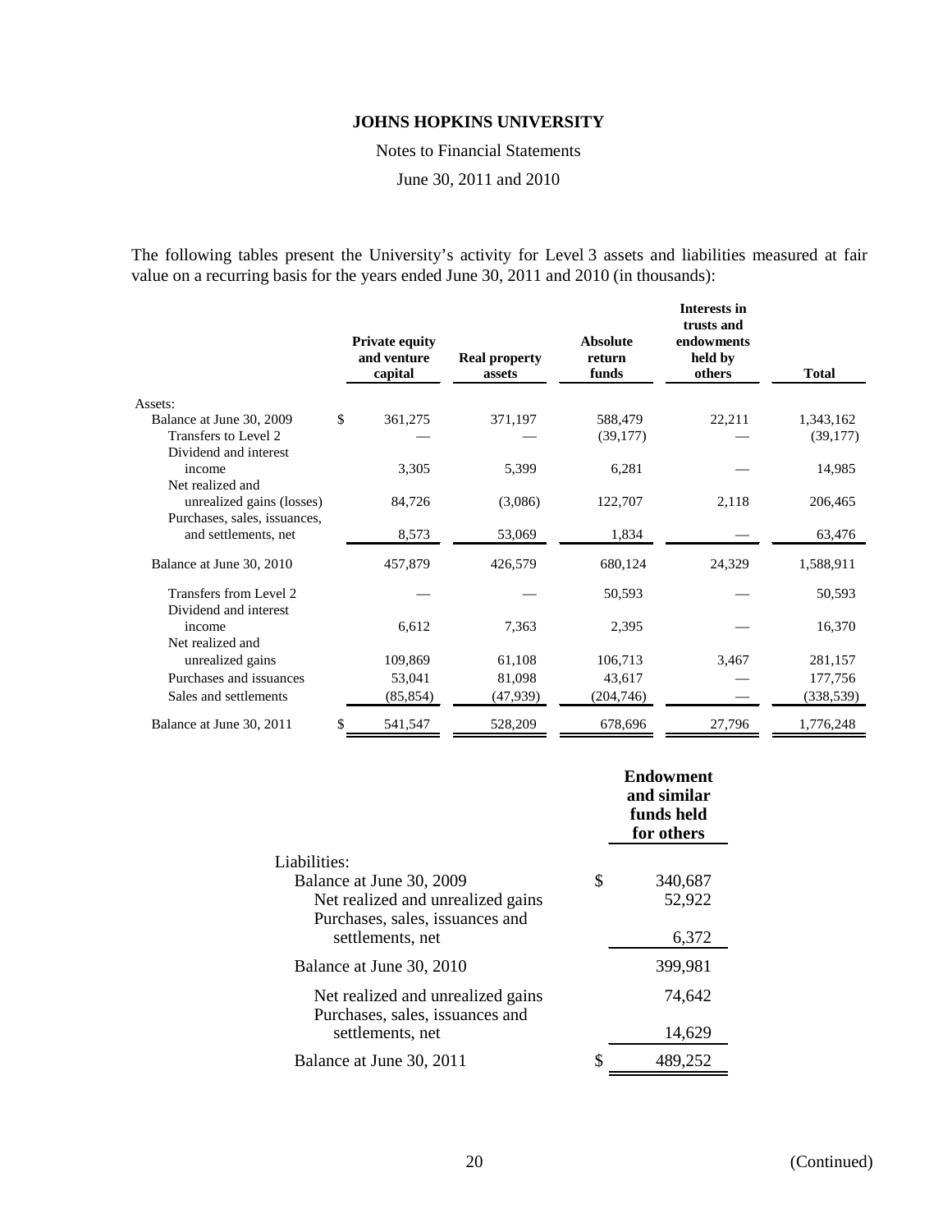The following tables present the University's activity for Level 3 assets and liabilities measured at fair value on a recurring basis for the years ended June 30, 2011 and 2010 (in thousands):

| | Private equity and venture capital | Real property assets | Absolute return funds | Interests in trusts and endowments held by others | Total |
|---|---|---|---|---|---|
| Assets: | | | | | |
| Balance at June 30, 2009 | $ 361,275 | 371,197 | 588,479 | 22,211 | 1,343,162 |
| Transfers to Level 2 | — | — | (39,177) | — | (39,177) |
| Dividend and interest income | 3,305 | 5,399 | 6,281 | — | 14,985 |
| Net realized and unrealized gains (losses) | 84,726 | (3,086) | 122,707 | 2,118 | 206,465 |
| Purchases, sales, issuances, and settlements, net | 8,573 | 53,069 | 1,834 | — | 63,476 |
| Balance at June 30, 2010 | 457,879 | 426,579 | 680,124 | 24,329 | 1,588,911 |
| Transfers from Level 2 | — | — | 50,593 | — | 50,593 |
| Dividend and interest income | 6,612 | 7,363 | 2,395 | — | 16,370 |
| Net realized and unrealized gains | 109,869 | 61,108 | 106,713 | 3,467 | 281,157 |
| Purchases and issuances | 53,041 | 81,098 | 43,617 | — | 177,756 |
| Sales and settlements | (85,854) | (47,939) | (204,746) | — | (338,539) |
| Balance at June 30, 2011 | $ 541,547 | 528,209 | 678,696 | 27,796 | 1,776,248 |

| | Endowment and similar funds held for others |
|---|---|
| Liabilities: | |
| Balance at June 30, 2009 | $ 340,687 |
| Net realized and unrealized gains | 52,922 |
| Purchases, sales, issuances and settlements, net | 6,372 |
| Balance at June 30, 2010 | 399,981 |
| Net realized and unrealized gains | 74,642 |
| Purchases, sales, issuances and settlements, net | 14,629 |
| Balance at June 30, 2011 | $ 489,252 |

(Continued)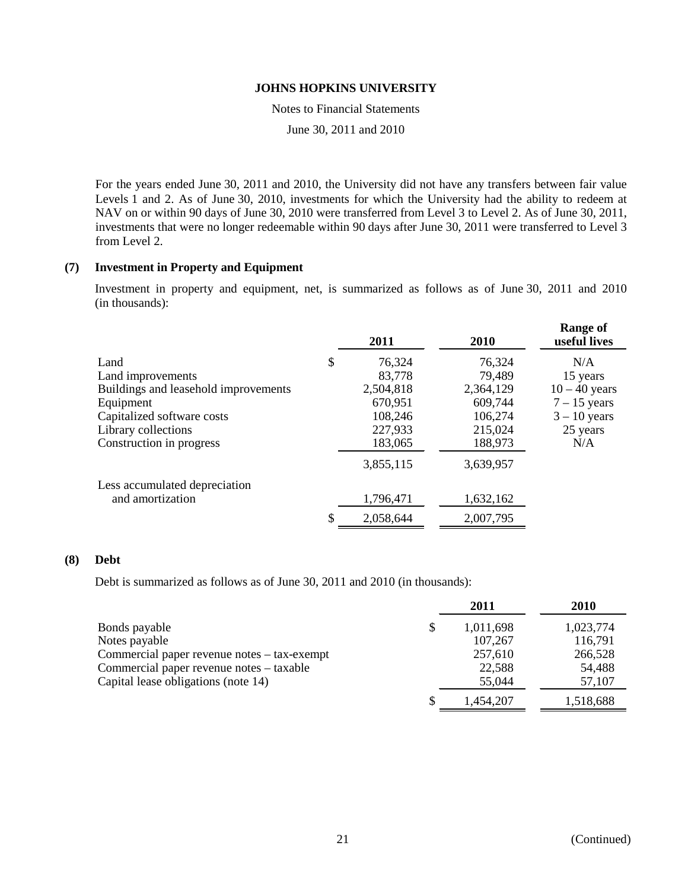For the years ended June 30, 2011 and 2010, the University did not have any transfers between fair value Levels 1 and 2. As of June 30, 2010, investments for which the University had the ability to redeem at NAV on or within 90 days of June 30, 2010 were transferred from Level 3 to Level 2. As of June 30, 2011, investments that were no longer redeemable within 90 days after June 30, 2011 were transferred to Level 3 from Level 2.

## (7) Investment in Property and Equipment

Investment in property and equipment, net, is summarized as follows as of June 30, 2011 and 2010 (in thousands):

| | 2011 | 2010 | Range of useful lives |
|---|---|---|---|
| Land | $ 76,324 | 76,324 | N/A |
| Land improvements | 83,778 | 79,489 | 15 years |
| Buildings and leasehold improvements | 2,504,818 | 2,364,129 | 10 – 40 years |
| Equipment | 670,951 | 609,744 | 7 – 15 years |
| Capitalized software costs | 108,246 | 106,274 | 3 – 10 years |
| Library collections | 227,933 | 215,024 | 25 years |
| Construction in progress | 183,065 | 188,973 | N/A |
| | 3,855,115 | 3,639,957 | |
| Less accumulated depreciation and amortization | 1,796,471 | 1,632,162 | |
| | $ 2,058,644 | 2,007,795 | |

## (8) Debt

Debt is summarized as follows as of June 30, 2011 and 2010 (in thousands):

| | 2011 | 2010 |
|---|---|---|
| Bonds payable | $ 1,011,698 | 1,023,774 |
| Notes payable | 107,267 | 116,791 |
| Commercial paper revenue notes – tax-exempt | 257,610 | 266,528 |
| Commercial paper revenue notes – taxable | 22,588 | 54,488 |
| Capital lease obligations (note 14) | 55,044 | 57,107 |
| | $ 1,454,207 | 1,518,688 |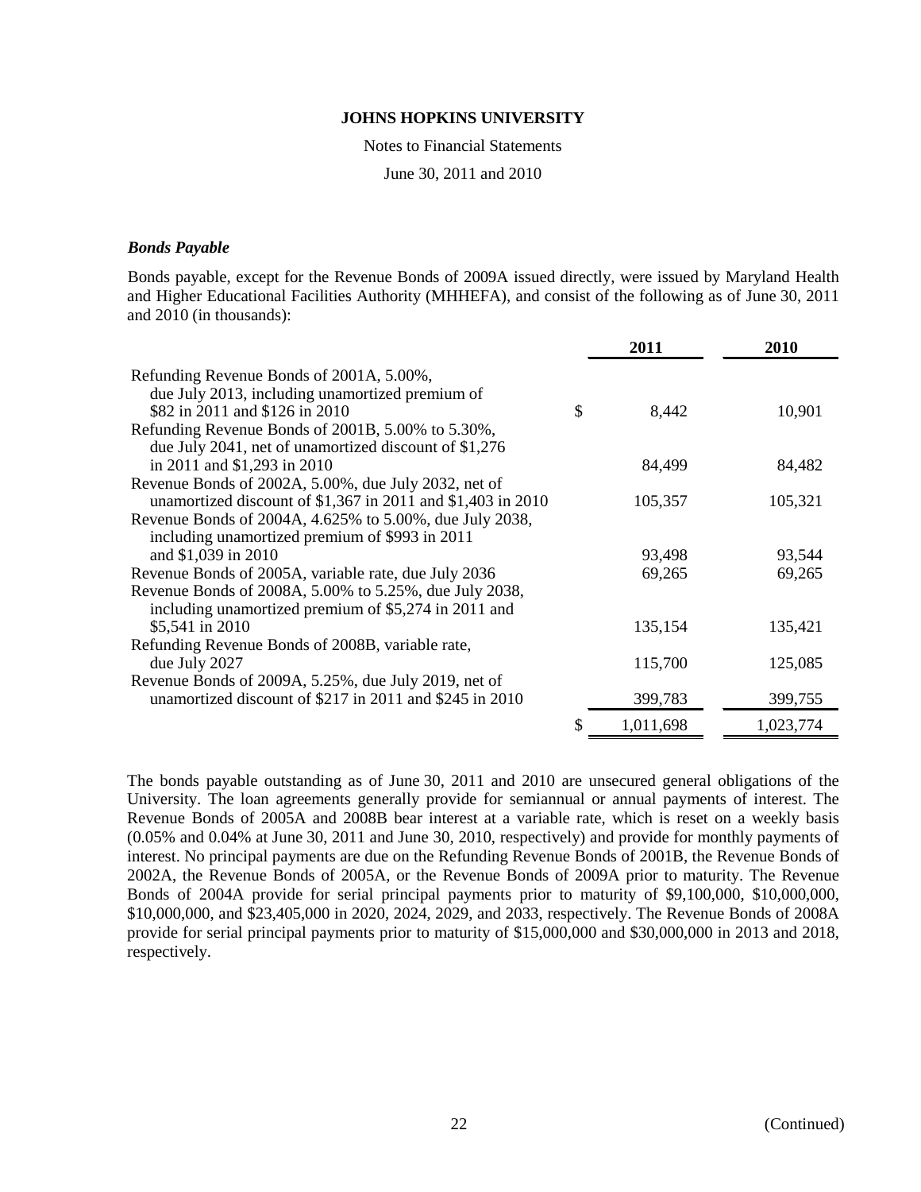**JOHNS HOPKINS UNIVERSITY**

Notes to Financial Statements

June 30, 2011 and 2010

***Bonds Payable***

Bonds payable, except for the Revenue Bonds of 2009A issued directly, were issued by Maryland Health and Higher Educational Facilities Authority (MHHEFA), and consist of the following as of June 30, 2011 and 2010 (in thousands):

| | 2011 | 2010 |
|---|---|---|
| Refunding Revenue Bonds of 2001A, 5.00%, due July 2013, including unamortized premium of $82 in 2011 and $126 in 2010 | $ 8,442 | 10,901 |
| Refunding Revenue Bonds of 2001B, 5.00% to 5.30%, due July 2041, net of unamortized discount of $1,276 in 2011 and $1,293 in 2010 | 84,499 | 84,482 |
| Revenue Bonds of 2002A, 5.00%, due July 2032, net of unamortized discount of $1,367 in 2011 and $1,403 in 2010 | 105,357 | 105,321 |
| Revenue Bonds of 2004A, 4.625% to 5.00%, due July 2038, including unamortized premium of $993 in 2011 and $1,039 in 2010 | 93,498 | 93,544 |
| Revenue Bonds of 2005A, variable rate, due July 2036 | 69,265 | 69,265 |
| Revenue Bonds of 2008A, 5.00% to 5.25%, due July 2038, including unamortized premium of $5,274 in 2011 and $5,541 in 2010 | 135,154 | 135,421 |
| Refunding Revenue Bonds of 2008B, variable rate, due July 2027 | 115,700 | 125,085 |
| Revenue Bonds of 2009A, 5.25%, due July 2019, net of unamortized discount of $217 in 2011 and $245 in 2010 | 399,783 | 399,755 |
| | $ 1,011,698 | 1,023,774 |

The bonds payable outstanding as of June 30, 2011 and 2010 are unsecured general obligations of the University. The loan agreements generally provide for semiannual or annual payments of interest. The Revenue Bonds of 2005A and 2008B bear interest at a variable rate, which is reset on a weekly basis (0.05% and 0.04% at June 30, 2011 and June 30, 2010, respectively) and provide for monthly payments of interest. No principal payments are due on the Refunding Revenue Bonds of 2001B, the Revenue Bonds of 2002A, the Revenue Bonds of 2005A, or the Revenue Bonds of 2009A prior to maturity. The Revenue Bonds of 2004A provide for serial principal payments prior to maturity of $9,100,000, $10,000,000, $10,000,000, and $23,405,000 in 2020, 2024, 2029, and 2033, respectively. The Revenue Bonds of 2008A provide for serial principal payments prior to maturity of $15,000,000 and $30,000,000 in 2013 and 2018, respectively.

(Continued)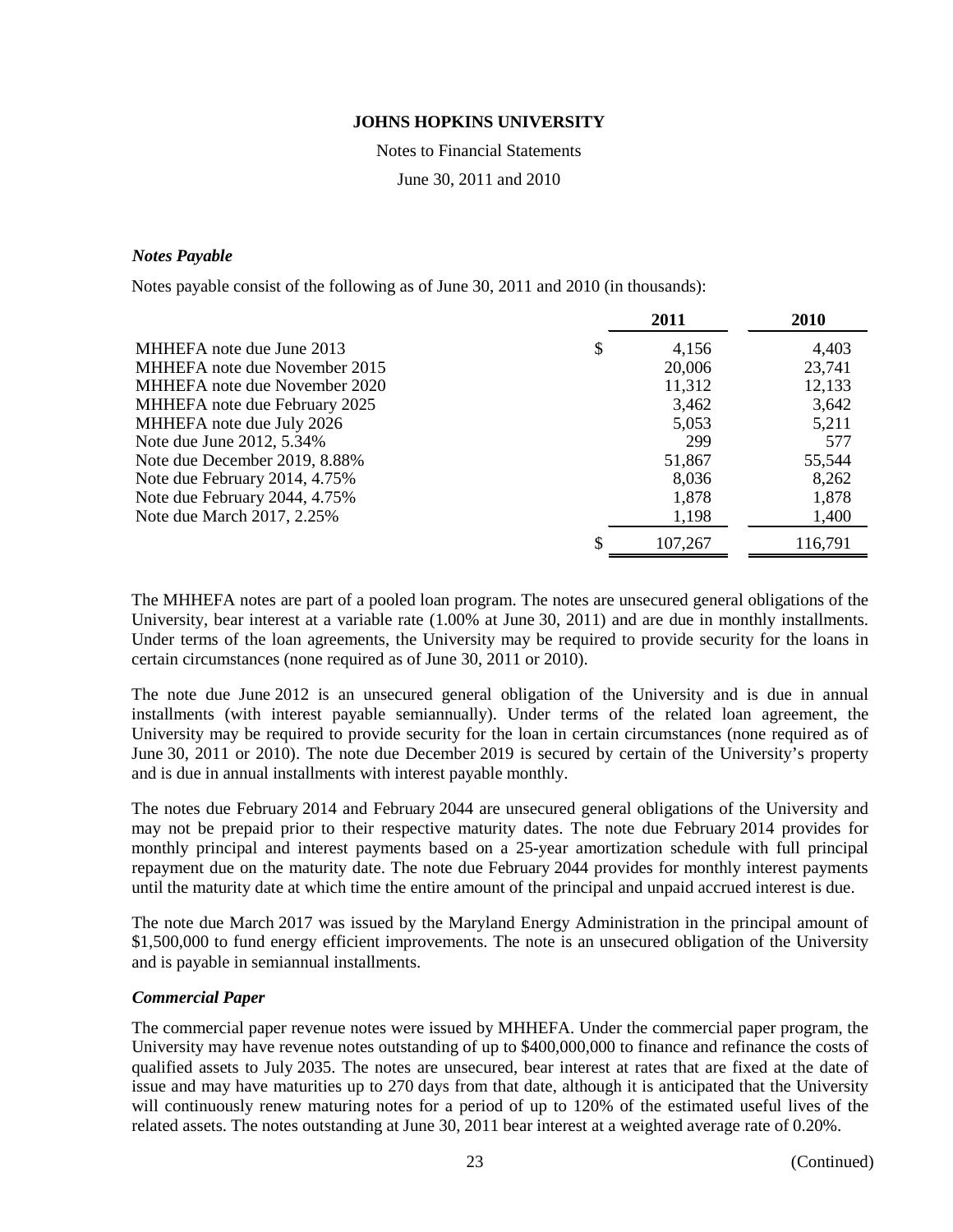**JOHNS HOPKINS UNIVERSITY**

Notes to Financial Statements

June 30, 2011 and 2010

### *Notes Payable*

Notes payable consist of the following as of June 30, 2011 and 2010 (in thousands):

| | 2011 | 2010 |
|---|---|---|
| MHHEFA note due June 2013 | $ 4,156 | 4,403 |
| MHHEFA note due November 2015 | 20,006 | 23,741 |
| MHHEFA note due November 2020 | 11,312 | 12,133 |
| MHHEFA note due February 2025 | 3,462 | 3,642 |
| MHHEFA note due July 2026 | 5,053 | 5,211 |
| Note due June 2012, 5.34% | 299 | 577 |
| Note due December 2019, 8.88% | 51,867 | 55,544 |
| Note due February 2014, 4.75% | 8,036 | 8,262 |
| Note due February 2044, 4.75% | 1,878 | 1,878 |
| Note due March 2017, 2.25% | 1,198 | 1,400 |
| | $ 107,267 | 116,791 |

The MHHEFA notes are part of a pooled loan program. The notes are unsecured general obligations of the University, bear interest at a variable rate (1.00% at June 30, 2011) and are due in monthly installments. Under terms of the loan agreements, the University may be required to provide security for the loans in certain circumstances (none required as of June 30, 2011 or 2010).

The note due June 2012 is an unsecured general obligation of the University and is due in annual installments (with interest payable semiannually). Under terms of the related loan agreement, the University may be required to provide security for the loan in certain circumstances (none required as of June 30, 2011 or 2010). The note due December 2019 is secured by certain of the University's property and is due in annual installments with interest payable monthly.

The notes due February 2014 and February 2044 are unsecured general obligations of the University and may not be prepaid prior to their respective maturity dates. The note due February 2014 provides for monthly principal and interest payments based on a 25-year amortization schedule with full principal repayment due on the maturity date. The note due February 2044 provides for monthly interest payments until the maturity date at which time the entire amount of the principal and unpaid accrued interest is due.

The note due March 2017 was issued by the Maryland Energy Administration in the principal amount of $1,500,000 to fund energy efficient improvements. The note is an unsecured obligation of the University and is payable in semiannual installments.

### *Commercial Paper*

The commercial paper revenue notes were issued by MHHEFA. Under the commercial paper program, the University may have revenue notes outstanding of up to $400,000,000 to finance and refinance the costs of qualified assets to July 2035. The notes are unsecured, bear interest at rates that are fixed at the date of issue and may have maturities up to 270 days from that date, although it is anticipated that the University will continuously renew maturing notes for a period of up to 120% of the estimated useful lives of the related assets. The notes outstanding at June 30, 2011 bear interest at a weighted average rate of 0.20%.

(Continued)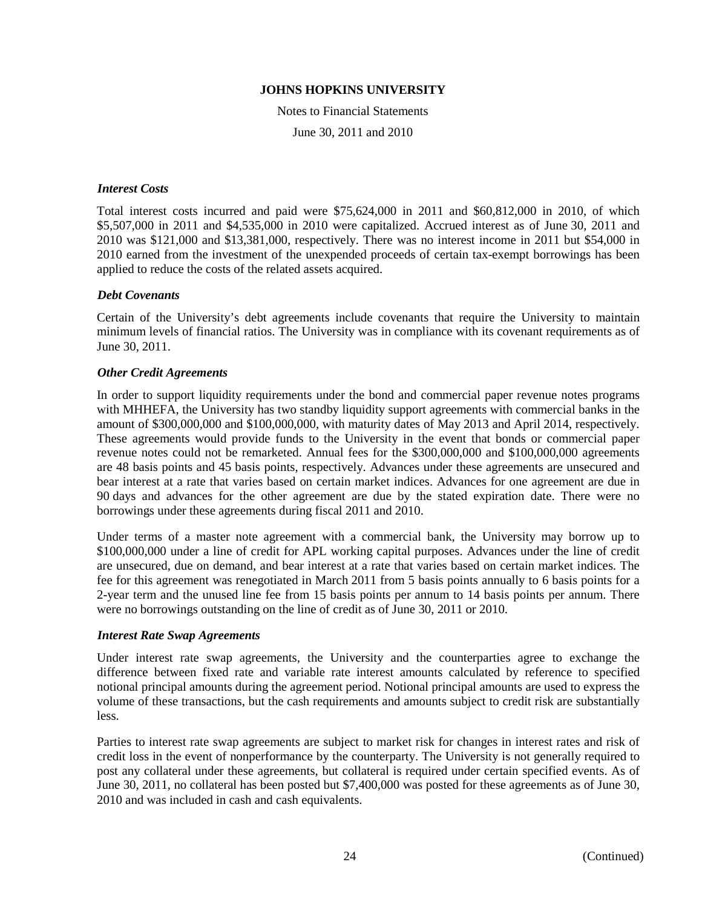### *Interest Costs*

Total interest costs incurred and paid were \$75,624,000 in 2011 and \$60,812,000 in 2010, of which \$5,507,000 in 2011 and \$4,535,000 in 2010 were capitalized. Accrued interest as of June 30, 2011 and 2010 was \$121,000 and \$13,381,000, respectively. There was no interest income in 2011 but \$54,000 in 2010 earned from the investment of the unexpended proceeds of certain tax-exempt borrowings has been applied to reduce the costs of the related assets acquired.

### *Debt Covenants*

Certain of the University's debt agreements include covenants that require the University to maintain minimum levels of financial ratios. The University was in compliance with its covenant requirements as of June 30, 2011.

### *Other Credit Agreements*

In order to support liquidity requirements under the bond and commercial paper revenue notes programs with MHHEFA, the University has two standby liquidity support agreements with commercial banks in the amount of \$300,000,000 and \$100,000,000, with maturity dates of May 2013 and April 2014, respectively. These agreements would provide funds to the University in the event that bonds or commercial paper revenue notes could not be remarketed. Annual fees for the \$300,000,000 and \$100,000,000 agreements are 48 basis points and 45 basis points, respectively. Advances under these agreements are unsecured and bear interest at a rate that varies based on certain market indices. Advances for one agreement are due in 90 days and advances for the other agreement are due by the stated expiration date. There were no borrowings under these agreements during fiscal 2011 and 2010.

Under terms of a master note agreement with a commercial bank, the University may borrow up to \$100,000,000 under a line of credit for APL working capital purposes. Advances under the line of credit are unsecured, due on demand, and bear interest at a rate that varies based on certain market indices. The fee for this agreement was renegotiated in March 2011 from 5 basis points annually to 6 basis points for a 2-year term and the unused line fee from 15 basis points per annum to 14 basis points per annum. There were no borrowings outstanding on the line of credit as of June 30, 2011 or 2010.

### *Interest Rate Swap Agreements*

Under interest rate swap agreements, the University and the counterparties agree to exchange the difference between fixed rate and variable rate interest amounts calculated by reference to specified notional principal amounts during the agreement period. Notional principal amounts are used to express the volume of these transactions, but the cash requirements and amounts subject to credit risk are substantially less.

Parties to interest rate swap agreements are subject to market risk for changes in interest rates and risk of credit loss in the event of nonperformance by the counterparty. The University is not generally required to post any collateral under these agreements, but collateral is required under certain specified events. As of June 30, 2011, no collateral has been posted but \$7,400,000 was posted for these agreements as of June 30, 2010 and was included in cash and cash equivalents.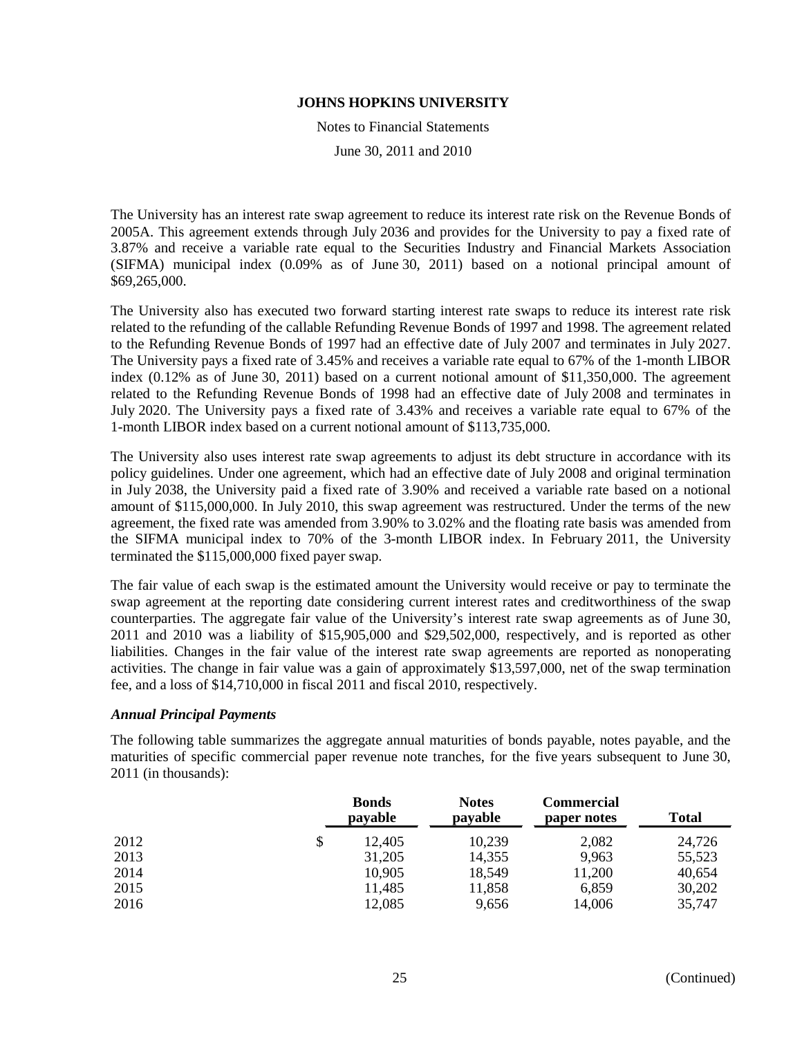The University has an interest rate swap agreement to reduce its interest rate risk on the Revenue Bonds of 2005A. This agreement extends through July 2036 and provides for the University to pay a fixed rate of 3.87% and receive a variable rate equal to the Securities Industry and Financial Markets Association (SIFMA) municipal index (0.09% as of June 30, 2011) based on a notional principal amount of $69,265,000.

The University also has executed two forward starting interest rate swaps to reduce its interest rate risk related to the refunding of the callable Refunding Revenue Bonds of 1997 and 1998. The agreement related to the Refunding Revenue Bonds of 1997 had an effective date of July 2007 and terminates in July 2027. The University pays a fixed rate of 3.45% and receives a variable rate equal to 67% of the 1-month LIBOR index (0.12% as of June 30, 2011) based on a current notional amount of $11,350,000. The agreement related to the Refunding Revenue Bonds of 1998 had an effective date of July 2008 and terminates in July 2020. The University pays a fixed rate of 3.43% and receives a variable rate equal to 67% of the 1-month LIBOR index based on a current notional amount of $113,735,000.

The University also uses interest rate swap agreements to adjust its debt structure in accordance with its policy guidelines. Under one agreement, which had an effective date of July 2008 and original termination in July 2038, the University paid a fixed rate of 3.90% and received a variable rate based on a notional amount of $115,000,000. In July 2010, this swap agreement was restructured. Under the terms of the new agreement, the fixed rate was amended from 3.90% to 3.02% and the floating rate basis was amended from the SIFMA municipal index to 70% of the 3-month LIBOR index. In February 2011, the University terminated the $115,000,000 fixed payer swap.

The fair value of each swap is the estimated amount the University would receive or pay to terminate the swap agreement at the reporting date considering current interest rates and creditworthiness of the swap counterparties. The aggregate fair value of the University's interest rate swap agreements as of June 30, 2011 and 2010 was a liability of $15,905,000 and $29,502,000, respectively, and is reported as other liabilities. Changes in the fair value of the interest rate swap agreements are reported as nonoperating activities. The change in fair value was a gain of approximately $13,597,000, net of the swap termination fee, and a loss of $14,710,000 in fiscal 2011 and fiscal 2010, respectively.

### *Annual Principal Payments*

The following table summarizes the aggregate annual maturities of bonds payable, notes payable, and the maturities of specific commercial paper revenue note tranches, for the five years subsequent to June 30, 2011 (in thousands):

| | Bonds payable | Notes payable | Commercial paper notes | Total |
|---|---|---|---|---|
| 2012 | $ 12,405 | 10,239 | 2,082 | 24,726 |
| 2013 | 31,205 | 14,355 | 9,963 | 55,523 |
| 2014 | 10,905 | 18,549 | 11,200 | 40,654 |
| 2015 | 11,485 | 11,858 | 6,859 | 30,202 |
| 2016 | 12,085 | 9,656 | 14,006 | 35,747 |

(Continued)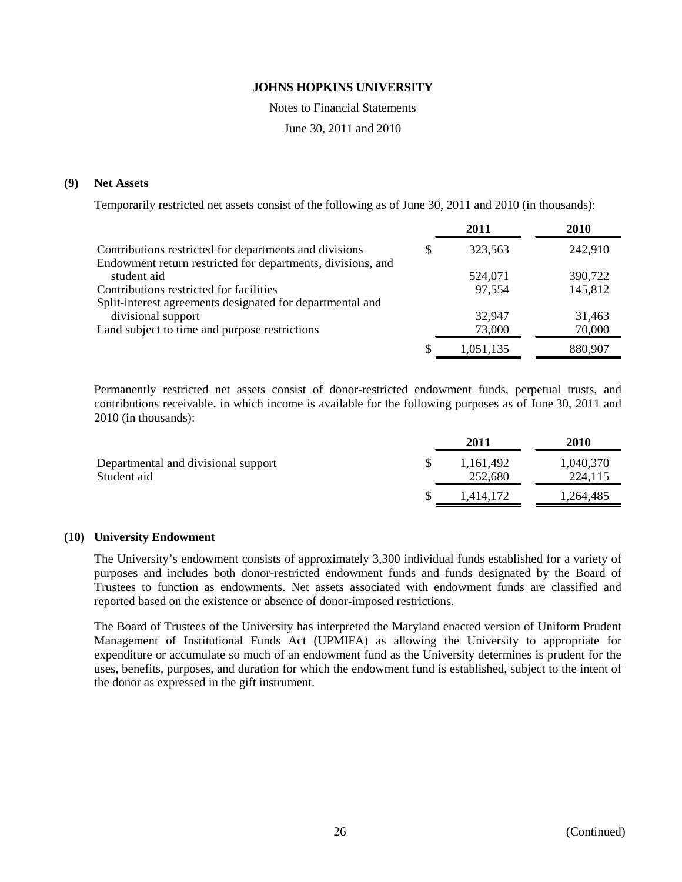**JOHNS HOPKINS UNIVERSITY**

Notes to Financial Statements

June 30, 2011 and 2010

## (9) Net Assets

Temporarily restricted net assets consist of the following as of June 30, 2011 and 2010 (in thousands):

| | 2011 | 2010 |
|---|---|---|
| Contributions restricted for departments and divisions | $ 323,563 | 242,910 |
| Endowment return restricted for departments, divisions, and student aid | 524,071 | 390,722 |
| Contributions restricted for facilities | 97,554 | 145,812 |
| Split-interest agreements designated for departmental and divisional support | 32,947 | 31,463 |
| Land subject to time and purpose restrictions | 73,000 | 70,000 |
| | $ 1,051,135 | 880,907 |

Permanently restricted net assets consist of donor-restricted endowment funds, perpetual trusts, and contributions receivable, in which income is available for the following purposes as of June 30, 2011 and 2010 (in thousands):

| | 2011 | 2010 |
|---|---|---|
| Departmental and divisional support | $ 1,161,492 | 1,040,370 |
| Student aid | 252,680 | 224,115 |
| | $ 1,414,172 | 1,264,485 |

## (10) University Endowment

The University's endowment consists of approximately 3,300 individual funds established for a variety of purposes and includes both donor-restricted endowment funds and funds designated by the Board of Trustees to function as endowments. Net assets associated with endowment funds are classified and reported based on the existence or absence of donor-imposed restrictions.

The Board of Trustees of the University has interpreted the Maryland enacted version of Uniform Prudent Management of Institutional Funds Act (UPMIFA) as allowing the University to appropriate for expenditure or accumulate so much of an endowment fund as the University determines is prudent for the uses, benefits, purposes, and duration for which the endowment fund is established, subject to the intent of the donor as expressed in the gift instrument.

(Continued)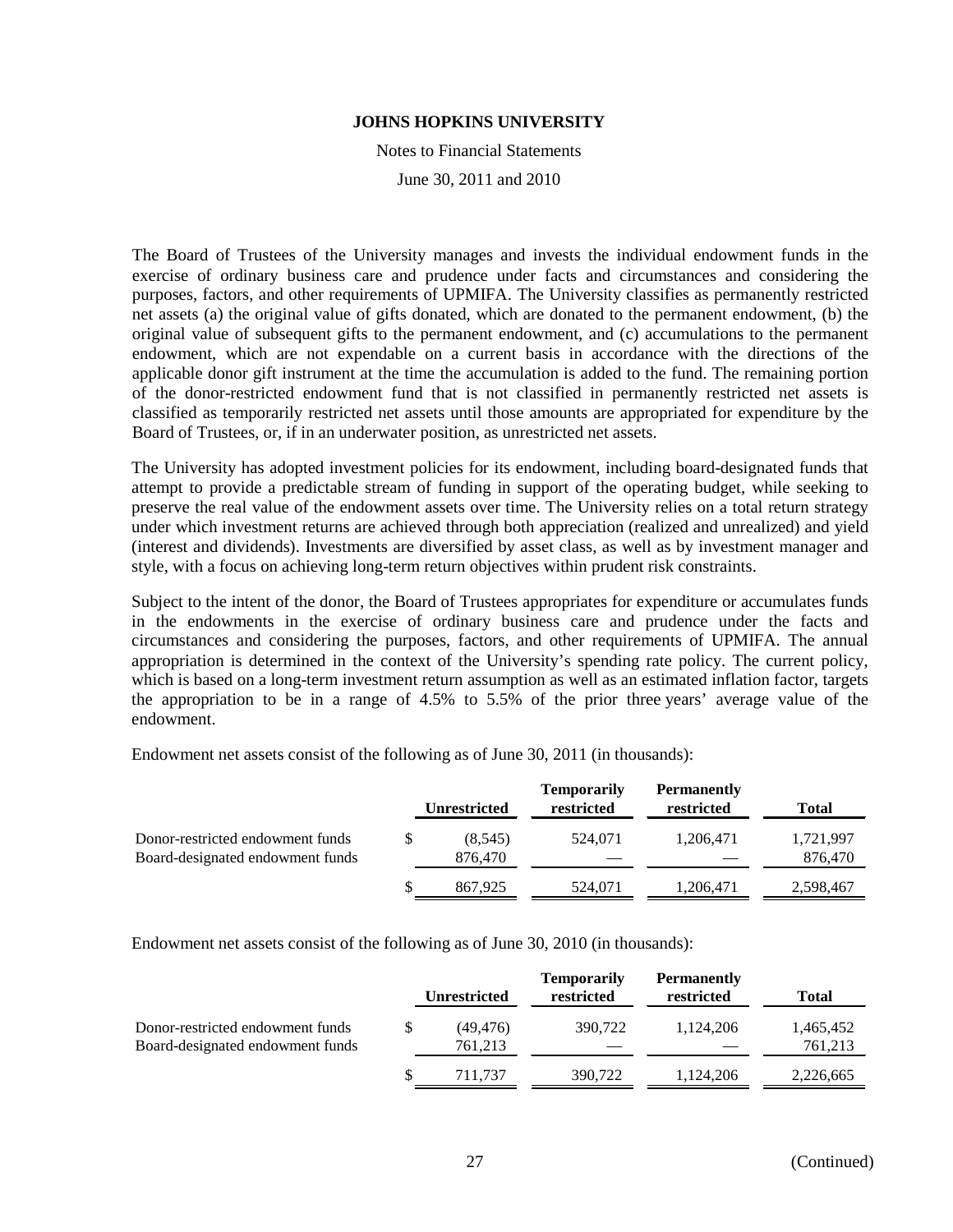The Board of Trustees of the University manages and invests the individual endowment funds in the exercise of ordinary business care and prudence under facts and circumstances and considering the purposes, factors, and other requirements of UPMIFA. The University classifies as permanently restricted net assets (a) the original value of gifts donated, which are donated to the permanent endowment, (b) the original value of subsequent gifts to the permanent endowment, and (c) accumulations to the permanent endowment, which are not expendable on a current basis in accordance with the directions of the applicable donor gift instrument at the time the accumulation is added to the fund. The remaining portion of the donor-restricted endowment fund that is not classified in permanently restricted net assets is classified as temporarily restricted net assets until those amounts are appropriated for expenditure by the Board of Trustees, or, if in an underwater position, as unrestricted net assets.

The University has adopted investment policies for its endowment, including board-designated funds that attempt to provide a predictable stream of funding in support of the operating budget, while seeking to preserve the real value of the endowment assets over time. The University relies on a total return strategy under which investment returns are achieved through both appreciation (realized and unrealized) and yield (interest and dividends). Investments are diversified by asset class, as well as by investment manager and style, with a focus on achieving long-term return objectives within prudent risk constraints.

Subject to the intent of the donor, the Board of Trustees appropriates for expenditure or accumulates funds in the endowments in the exercise of ordinary business care and prudence under the facts and circumstances and considering the purposes, factors, and other requirements of UPMIFA. The annual appropriation is determined in the context of the University's spending rate policy. The current policy, which is based on a long-term investment return assumption as well as an estimated inflation factor, targets the appropriation to be in a range of 4.5% to 5.5% of the prior three years' average value of the endowment.

Endowment net assets consist of the following as of June 30, 2011 (in thousands):

| | Unrestricted | Temporarily restricted | Permanently restricted | Total |
|---|---|---|---|---|
| Donor-restricted endowment funds | $ (8,545) | 524,071 | 1,206,471 | 1,721,997 |
| Board-designated endowment funds | 876,470 | — | — | 876,470 |
| | $ 867,925 | 524,071 | 1,206,471 | 2,598,467 |

Endowment net assets consist of the following as of June 30, 2010 (in thousands):

| | Unrestricted | Temporarily restricted | Permanently restricted | Total |
|---|---|---|---|---|
| Donor-restricted endowment funds | $ (49,476) | 390,722 | 1,124,206 | 1,465,452 |
| Board-designated endowment funds | 761,213 | — | — | 761,213 |
| | $ 711,737 | 390,722 | 1,124,206 | 2,226,665 |

(Continued)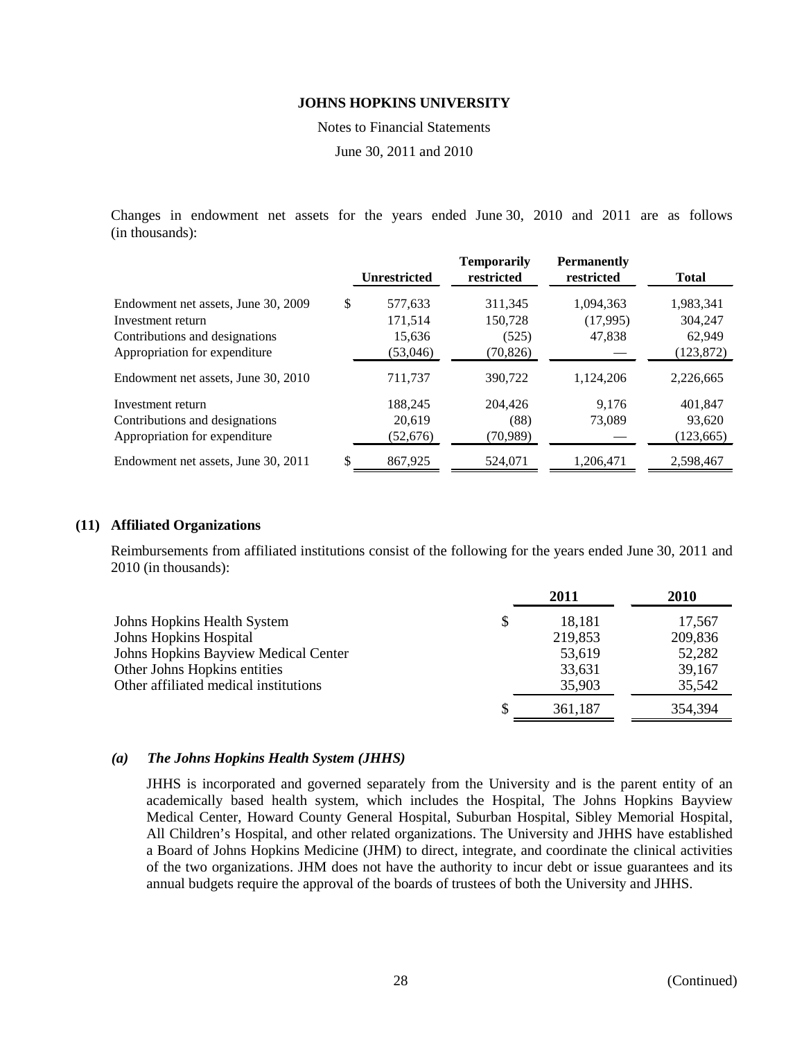Changes in endowment net assets for the years ended June 30, 2010 and 2011 are as follows (in thousands):

| | Unrestricted | Temporarily restricted | Permanently restricted | Total |
|---|---|---|---|---|
| Endowment net assets, June 30, 2009 | $ 577,633 | 311,345 | 1,094,363 | 1,983,341 |
| Investment return | 171,514 | 150,728 | (17,995) | 304,247 |
| Contributions and designations | 15,636 | (525) | 47,838 | 62,949 |
| Appropriation for expenditure | (53,046) | (70,826) | — | (123,872) |
| Endowment net assets, June 30, 2010 | 711,737 | 390,722 | 1,124,206 | 2,226,665 |
| Investment return | 188,245 | 204,426 | 9,176 | 401,847 |
| Contributions and designations | 20,619 | (88) | 73,089 | 93,620 |
| Appropriation for expenditure | (52,676) | (70,989) | — | (123,665) |
| Endowment net assets, June 30, 2011 | $ 867,925 | 524,071 | 1,206,471 | 2,598,467 |

## (11) Affiliated Organizations

Reimbursements from affiliated institutions consist of the following for the years ended June 30, 2011 and 2010 (in thousands):

| | 2011 | 2010 |
|---|---|---|
| Johns Hopkins Health System | $ 18,181 | 17,567 |
| Johns Hopkins Hospital | 219,853 | 209,836 |
| Johns Hopkins Bayview Medical Center | 53,619 | 52,282 |
| Other Johns Hopkins entities | 33,631 | 39,167 |
| Other affiliated medical institutions | 35,903 | 35,542 |
| | $ 361,187 | 354,394 |

### *(a) The Johns Hopkins Health System (JHHS)*

JHHS is incorporated and governed separately from the University and is the parent entity of an academically based health system, which includes the Hospital, The Johns Hopkins Bayview Medical Center, Howard County General Hospital, Suburban Hospital, Sibley Memorial Hospital, All Children's Hospital, and other related organizations. The University and JHHS have established a Board of Johns Hopkins Medicine (JHM) to direct, integrate, and coordinate the clinical activities of the two organizations. JHM does not have the authority to incur debt or issue guarantees and its annual budgets require the approval of the boards of trustees of both the University and JHHS.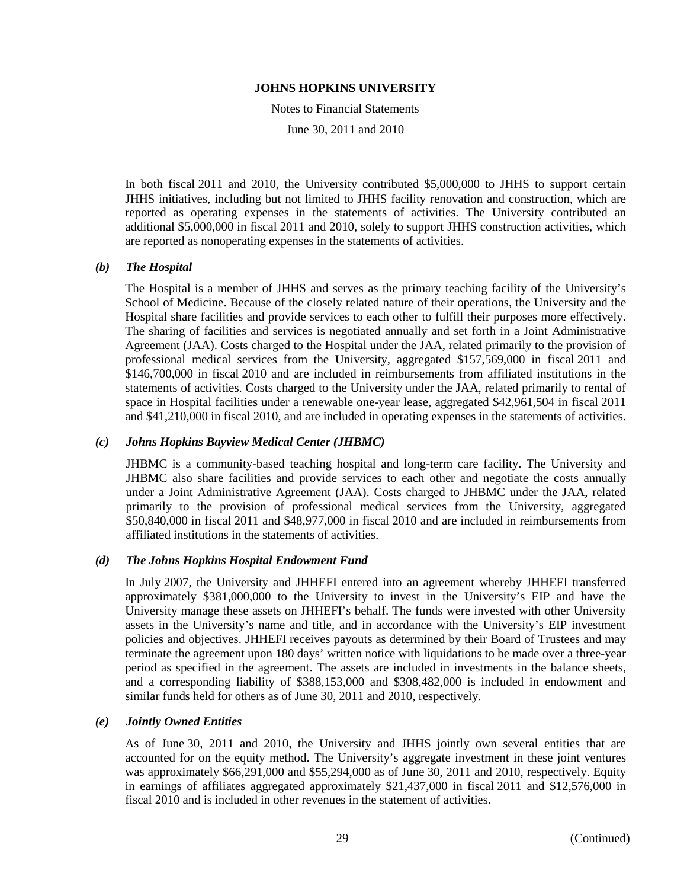In both fiscal 2011 and 2010, the University contributed \$5,000,000 to JHHS to support certain JHHS initiatives, including but not limited to JHHS facility renovation and construction, which are reported as operating expenses in the statements of activities. The University contributed an additional \$5,000,000 in fiscal 2011 and 2010, solely to support JHHS construction activities, which are reported as nonoperating expenses in the statements of activities.

### *(b) The Hospital*

The Hospital is a member of JHHS and serves as the primary teaching facility of the University's School of Medicine. Because of the closely related nature of their operations, the University and the Hospital share facilities and provide services to each other to fulfill their purposes more effectively. The sharing of facilities and services is negotiated annually and set forth in a Joint Administrative Agreement (JAA). Costs charged to the Hospital under the JAA, related primarily to the provision of professional medical services from the University, aggregated \$157,569,000 in fiscal 2011 and \$146,700,000 in fiscal 2010 and are included in reimbursements from affiliated institutions in the statements of activities. Costs charged to the University under the JAA, related primarily to rental of space in Hospital facilities under a renewable one-year lease, aggregated \$42,961,504 in fiscal 2011 and \$41,210,000 in fiscal 2010, and are included in operating expenses in the statements of activities.

### *(c) Johns Hopkins Bayview Medical Center (JHBMC)*

JHBMC is a community-based teaching hospital and long-term care facility. The University and JHBMC also share facilities and provide services to each other and negotiate the costs annually under a Joint Administrative Agreement (JAA). Costs charged to JHBMC under the JAA, related primarily to the provision of professional medical services from the University, aggregated \$50,840,000 in fiscal 2011 and \$48,977,000 in fiscal 2010 and are included in reimbursements from affiliated institutions in the statements of activities.

### *(d) The Johns Hopkins Hospital Endowment Fund*

In July 2007, the University and JHHEFI entered into an agreement whereby JHHEFI transferred approximately \$381,000,000 to the University to invest in the University's EIP and have the University manage these assets on JHHEFI's behalf. The funds were invested with other University assets in the University's name and title, and in accordance with the University's EIP investment policies and objectives. JHHEFI receives payouts as determined by their Board of Trustees and may terminate the agreement upon 180 days' written notice with liquidations to be made over a three-year period as specified in the agreement. The assets are included in investments in the balance sheets, and a corresponding liability of \$388,153,000 and \$308,482,000 is included in endowment and similar funds held for others as of June 30, 2011 and 2010, respectively.

### *(e) Jointly Owned Entities*

As of June 30, 2011 and 2010, the University and JHHS jointly own several entities that are accounted for on the equity method. The University's aggregate investment in these joint ventures was approximately \$66,291,000 and \$55,294,000 as of June 30, 2011 and 2010, respectively. Equity in earnings of affiliates aggregated approximately \$21,437,000 in fiscal 2011 and \$12,576,000 in fiscal 2010 and is included in other revenues in the statement of activities.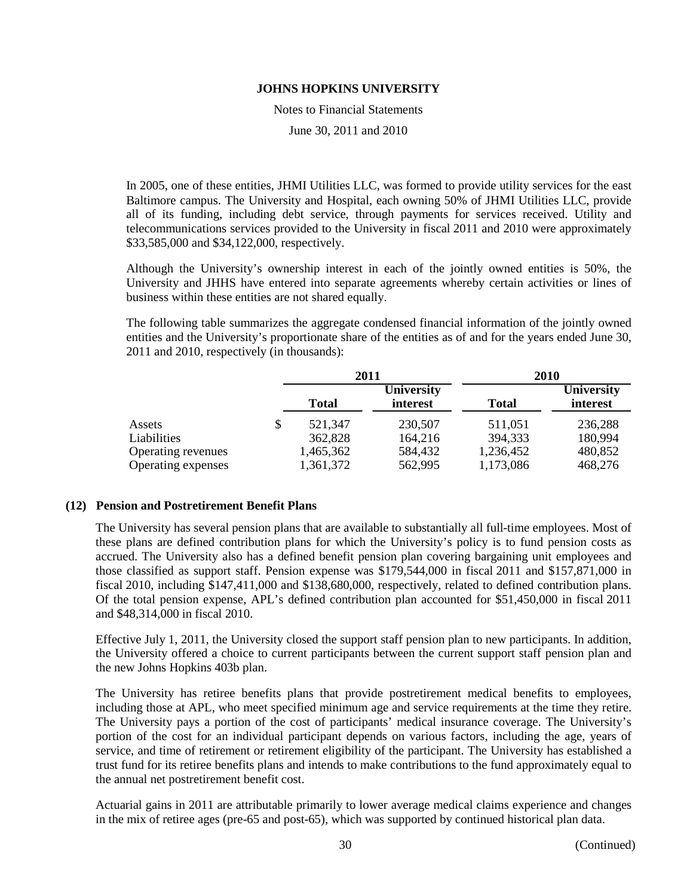In 2005, one of these entities, JHMI Utilities LLC, was formed to provide utility services for the east Baltimore campus. The University and Hospital, each owning 50% of JHMI Utilities LLC, provide all of its funding, including debt service, through payments for services received. Utility and telecommunications services provided to the University in fiscal 2011 and 2010 were approximately $33,585,000 and $34,122,000, respectively.

Although the University's ownership interest in each of the jointly owned entities is 50%, the University and JHHS have entered into separate agreements whereby certain activities or lines of business within these entities are not shared equally.

The following table summarizes the aggregate condensed financial information of the jointly owned entities and the University's proportionate share of the entities as of and for the years ended June 30, 2011 and 2010, respectively (in thousands):

| | 2011 | | 2010 | |
|---|---|---|---|---|
| | Total | University interest | Total | University interest |
| Assets | $ 521,347 | 230,507 | 511,051 | 236,288 |
| Liabilities | 362,828 | 164,216 | 394,333 | 180,994 |
| Operating revenues | 1,465,362 | 584,432 | 1,236,452 | 480,852 |
| Operating expenses | 1,361,372 | 562,995 | 1,173,086 | 468,276 |

## (12) Pension and Postretirement Benefit Plans

The University has several pension plans that are available to substantially all full-time employees. Most of these plans are defined contribution plans for which the University's policy is to fund pension costs as accrued. The University also has a defined benefit pension plan covering bargaining unit employees and those classified as support staff. Pension expense was $179,544,000 in fiscal 2011 and $157,871,000 in fiscal 2010, including $147,411,000 and $138,680,000, respectively, related to defined contribution plans. Of the total pension expense, APL's defined contribution plan accounted for $51,450,000 in fiscal 2011 and $48,314,000 in fiscal 2010.

Effective July 1, 2011, the University closed the support staff pension plan to new participants. In addition, the University offered a choice to current participants between the current support staff pension plan and the new Johns Hopkins 403b plan.

The University has retiree benefits plans that provide postretirement medical benefits to employees, including those at APL, who meet specified minimum age and service requirements at the time they retire. The University pays a portion of the cost of participants' medical insurance coverage. The University's portion of the cost for an individual participant depends on various factors, including the age, years of service, and time of retirement or retirement eligibility of the participant. The University has established a trust fund for its retiree benefits plans and intends to make contributions to the fund approximately equal to the annual net postretirement benefit cost.

Actuarial gains in 2011 are attributable primarily to lower average medical claims experience and changes in the mix of retiree ages (pre-65 and post-65), which was supported by continued historical plan data.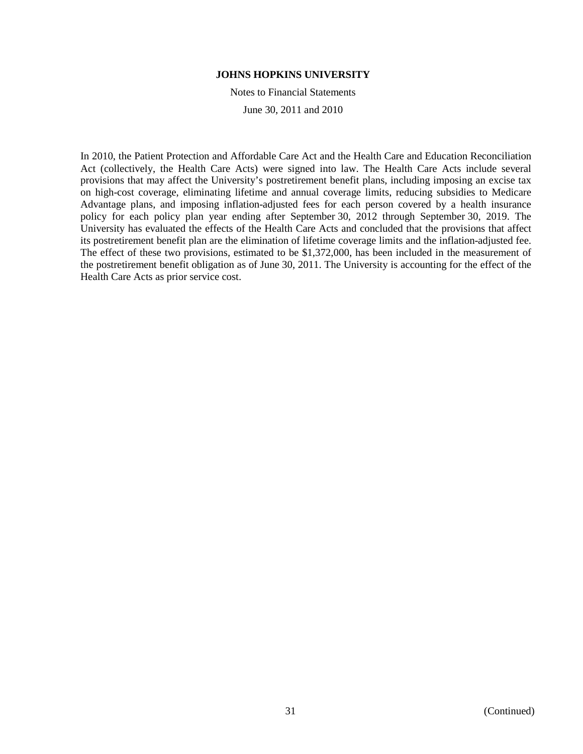In 2010, the Patient Protection and Affordable Care Act and the Health Care and Education Reconciliation Act (collectively, the Health Care Acts) were signed into law. The Health Care Acts include several provisions that may affect the University's postretirement benefit plans, including imposing an excise tax on high-cost coverage, eliminating lifetime and annual coverage limits, reducing subsidies to Medicare Advantage plans, and imposing inflation-adjusted fees for each person covered by a health insurance policy for each policy plan year ending after September 30, 2012 through September 30, 2019. The University has evaluated the effects of the Health Care Acts and concluded that the provisions that affect its postretirement benefit plan are the elimination of lifetime coverage limits and the inflation-adjusted fee. The effect of these two provisions, estimated to be $1,372,000, has been included in the measurement of the postretirement benefit obligation as of June 30, 2011. The University is accounting for the effect of the Health Care Acts as prior service cost.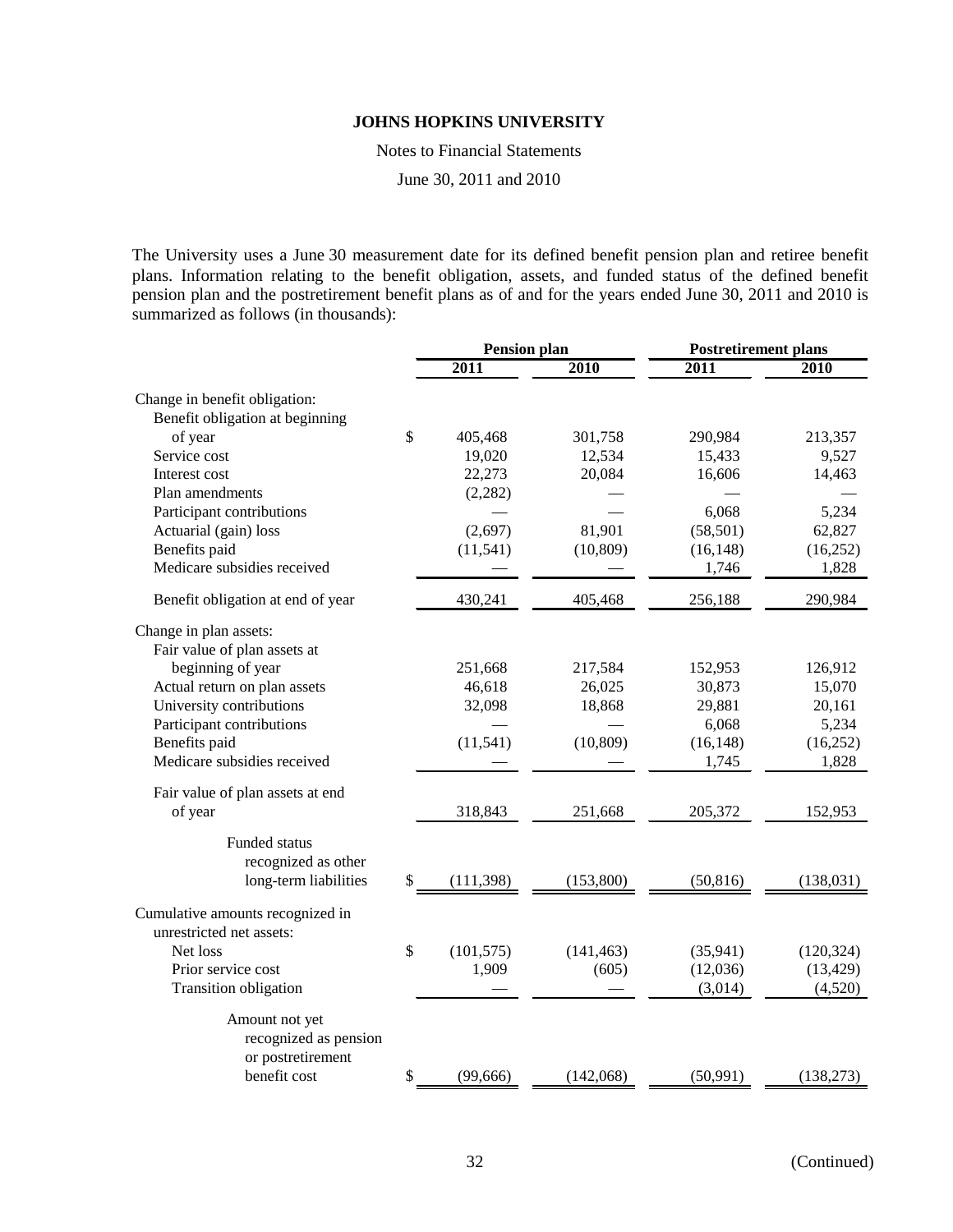**JOHNS HOPKINS UNIVERSITY**

Notes to Financial Statements

June 30, 2011 and 2010

The University uses a June 30 measurement date for its defined benefit pension plan and retiree benefit plans. Information relating to the benefit obligation, assets, and funded status of the defined benefit pension plan and the postretirement benefit plans as of and for the years ended June 30, 2011 and 2010 is summarized as follows (in thousands):

| | Pension plan | | Postretirement plans | |
|---|---|---|---|---|
| | 2011 | 2010 | 2011 | 2010 |
| Change in benefit obligation: | | | | |
| Benefit obligation at beginning of year | $ 405,468 | 301,758 | 290,984 | 213,357 |
| Service cost | 19,020 | 12,534 | 15,433 | 9,527 |
| Interest cost | 22,273 | 20,084 | 16,606 | 14,463 |
| Plan amendments | (2,282) | — | — | — |
| Participant contributions | — | — | 6,068 | 5,234 |
| Actuarial (gain) loss | (2,697) | 81,901 | (58,501) | 62,827 |
| Benefits paid | (11,541) | (10,809) | (16,148) | (16,252) |
| Medicare subsidies received | — | — | 1,746 | 1,828 |
| Benefit obligation at end of year | 430,241 | 405,468 | 256,188 | 290,984 |
| Change in plan assets: | | | | |
| Fair value of plan assets at beginning of year | 251,668 | 217,584 | 152,953 | 126,912 |
| Actual return on plan assets | 46,618 | 26,025 | 30,873 | 15,070 |
| University contributions | 32,098 | 18,868 | 29,881 | 20,161 |
| Participant contributions | — | — | 6,068 | 5,234 |
| Benefits paid | (11,541) | (10,809) | (16,148) | (16,252) |
| Medicare subsidies received | — | — | 1,745 | 1,828 |
| Fair value of plan assets at end of year | 318,843 | 251,668 | 205,372 | 152,953 |
| Funded status recognized as other long-term liabilities | $ (111,398) | (153,800) | (50,816) | (138,031) |
| Cumulative amounts recognized in unrestricted net assets: | | | | |
| Net loss | $ (101,575) | (141,463) | (35,941) | (120,324) |
| Prior service cost | 1,909 | (605) | (12,036) | (13,429) |
| Transition obligation | — | — | (3,014) | (4,520) |
| Amount not yet recognized as pension or postretirement benefit cost | $ (99,666) | (142,068) | (50,991) | (138,273) |

(Continued)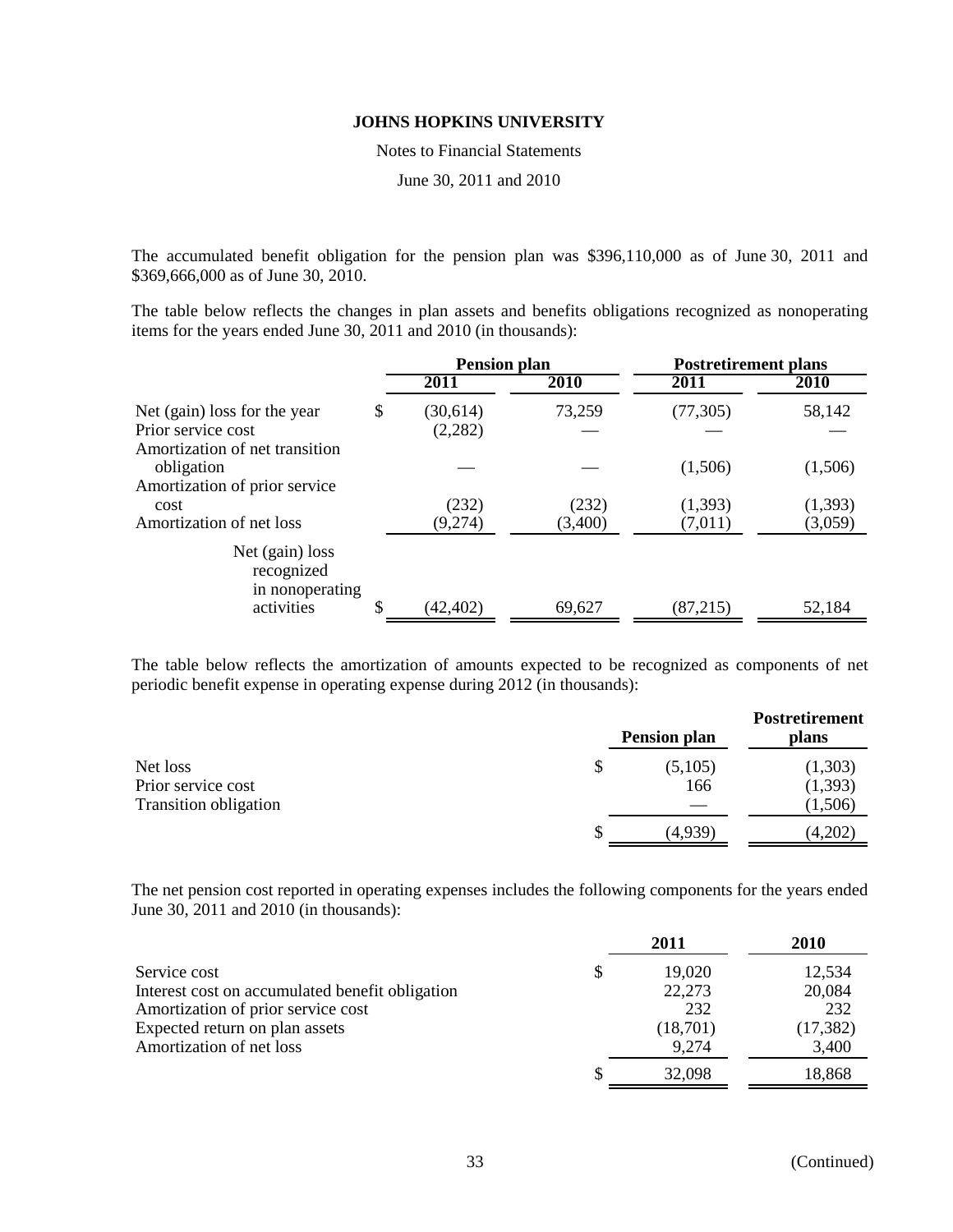The accumulated benefit obligation for the pension plan was $396,110,000 as of June 30, 2011 and $369,666,000 as of June 30, 2010.

The table below reflects the changes in plan assets and benefits obligations recognized as nonoperating items for the years ended June 30, 2011 and 2010 (in thousands):

| | Pension plan | | Postretirement plans | |
|---|---|---|---|---|
| | 2011 | 2010 | 2011 | 2010 |
| Net (gain) loss for the year | $ (30,614) | 73,259 | (77,305) | 58,142 |
| Prior service cost | (2,282) | — | — | — |
| Amortization of net transition obligation | — | — | (1,506) | (1,506) |
| Amortization of prior service cost | (232) | (232) | (1,393) | (1,393) |
| Amortization of net loss | (9,274) | (3,400) | (7,011) | (3,059) |
| Net (gain) loss recognized in nonoperating activities | $ (42,402) | 69,627 | (87,215) | 52,184 |

The table below reflects the amortization of amounts expected to be recognized as components of net periodic benefit expense in operating expense during 2012 (in thousands):

| | Pension plan | Postretirement plans |
|---|---|---|
| Net loss | $ (5,105) | (1,303) |
| Prior service cost | 166 | (1,393) |
| Transition obligation | — | (1,506) |
| | $ (4,939) | (4,202) |

The net pension cost reported in operating expenses includes the following components for the years ended June 30, 2011 and 2010 (in thousands):

| | 2011 | 2010 |
|---|---|---|
| Service cost | $ 19,020 | 12,534 |
| Interest cost on accumulated benefit obligation | 22,273 | 20,084 |
| Amortization of prior service cost | 232 | 232 |
| Expected return on plan assets | (18,701) | (17,382) |
| Amortization of net loss | 9,274 | 3,400 |
| | $ 32,098 | 18,868 |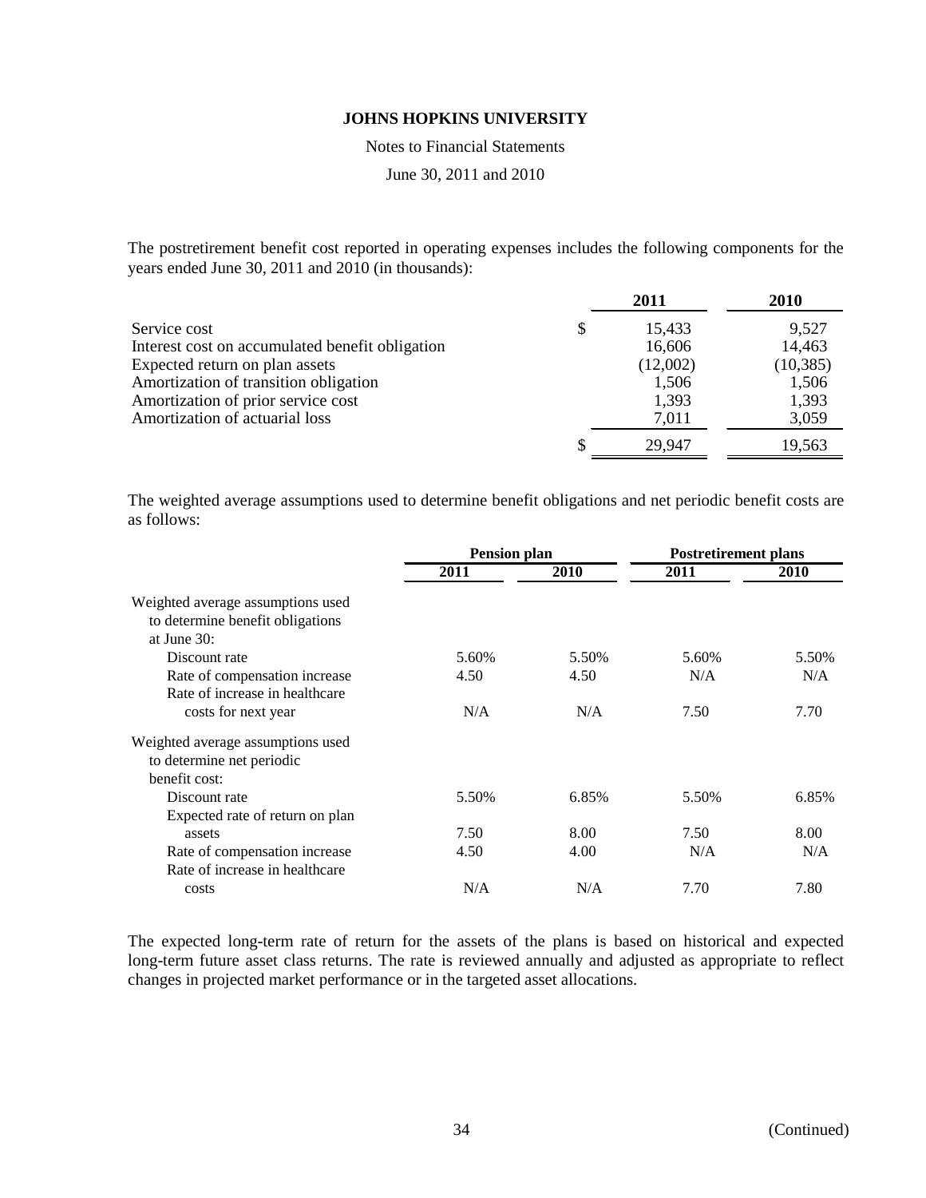The postretirement benefit cost reported in operating expenses includes the following components for the years ended June 30, 2011 and 2010 (in thousands):

| | 2011 | 2010 |
|---|---|---|
| Service cost | $ 15,433 | 9,527 |
| Interest cost on accumulated benefit obligation | 16,606 | 14,463 |
| Expected return on plan assets | (12,002) | (10,385) |
| Amortization of transition obligation | 1,506 | 1,506 |
| Amortization of prior service cost | 1,393 | 1,393 |
| Amortization of actuarial loss | 7,011 | 3,059 |
| | $ 29,947 | 19,563 |

The weighted average assumptions used to determine benefit obligations and net periodic benefit costs are as follows:

| | Pension plan | | Postretirement plans | |
|---|---|---|---|---|
| | 2011 | 2010 | 2011 | 2010 |
| Weighted average assumptions used to determine benefit obligations at June 30: | | | | |
| Discount rate | 5.60% | 5.50% | 5.60% | 5.50% |
| Rate of compensation increase | 4.50 | 4.50 | N/A | N/A |
| Rate of increase in healthcare costs for next year | N/A | N/A | 7.50 | 7.70 |
| Weighted average assumptions used to determine net periodic benefit cost: | | | | |
| Discount rate | 5.50% | 6.85% | 5.50% | 6.85% |
| Expected rate of return on plan assets | 7.50 | 8.00 | 7.50 | 8.00 |
| Rate of compensation increase | 4.50 | 4.00 | N/A | N/A |
| Rate of increase in healthcare costs | N/A | N/A | 7.70 | 7.80 |

The expected long-term rate of return for the assets of the plans is based on historical and expected long-term future asset class returns. The rate is reviewed annually and adjusted as appropriate to reflect changes in projected market performance or in the targeted asset allocations.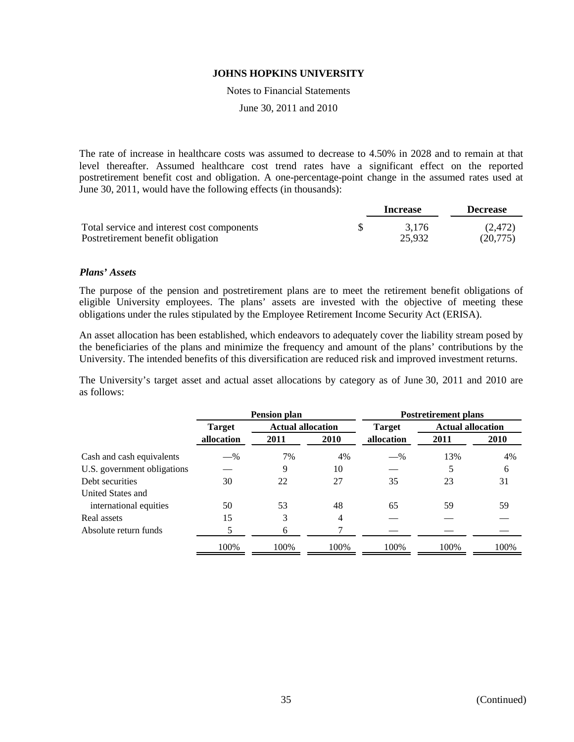The rate of increase in healthcare costs was assumed to decrease to 4.50% in 2028 and to remain at that level thereafter. Assumed healthcare cost trend rates have a significant effect on the reported postretirement benefit cost and obligation. A one-percentage-point change in the assumed rates used at June 30, 2011, would have the following effects (in thousands):

| | Increase | Decrease |
|---|---|---|
| Total service and interest cost components | $ 3,176 | (2,472) |
| Postretirement benefit obligation | 25,932 | (20,775) |

***Plans' Assets***

The purpose of the pension and postretirement plans are to meet the retirement benefit obligations of eligible University employees. The plans' assets are invested with the objective of meeting these obligations under the rules stipulated by the Employee Retirement Income Security Act (ERISA).

An asset allocation has been established, which endeavors to adequately cover the liability stream posed by the beneficiaries of the plans and minimize the frequency and amount of the plans' contributions by the University. The intended benefits of this diversification are reduced risk and improved investment returns.

The University's target asset and actual asset allocations by category as of June 30, 2011 and 2010 are as follows:

| | Pension plan | | | Postretirement plans | | |
|---|---|---|---|---|---|---|
| | Target allocation | Actual allocation 2011 | Actual allocation 2010 | Target allocation | Actual allocation 2011 | Actual allocation 2010 |
| Cash and cash equivalents | —% | 7% | 4% | —% | 13% | 4% |
| U.S. government obligations | — | 9 | 10 | — | 5 | 6 |
| Debt securities | 30 | 22 | 27 | 35 | 23 | 31 |
| United States and international equities | 50 | 53 | 48 | 65 | 59 | 59 |
| Real assets | 15 | 3 | 4 | — | — | — |
| Absolute return funds | 5 | 6 | 7 | — | — | — |
| | 100% | 100% | 100% | 100% | 100% | 100% |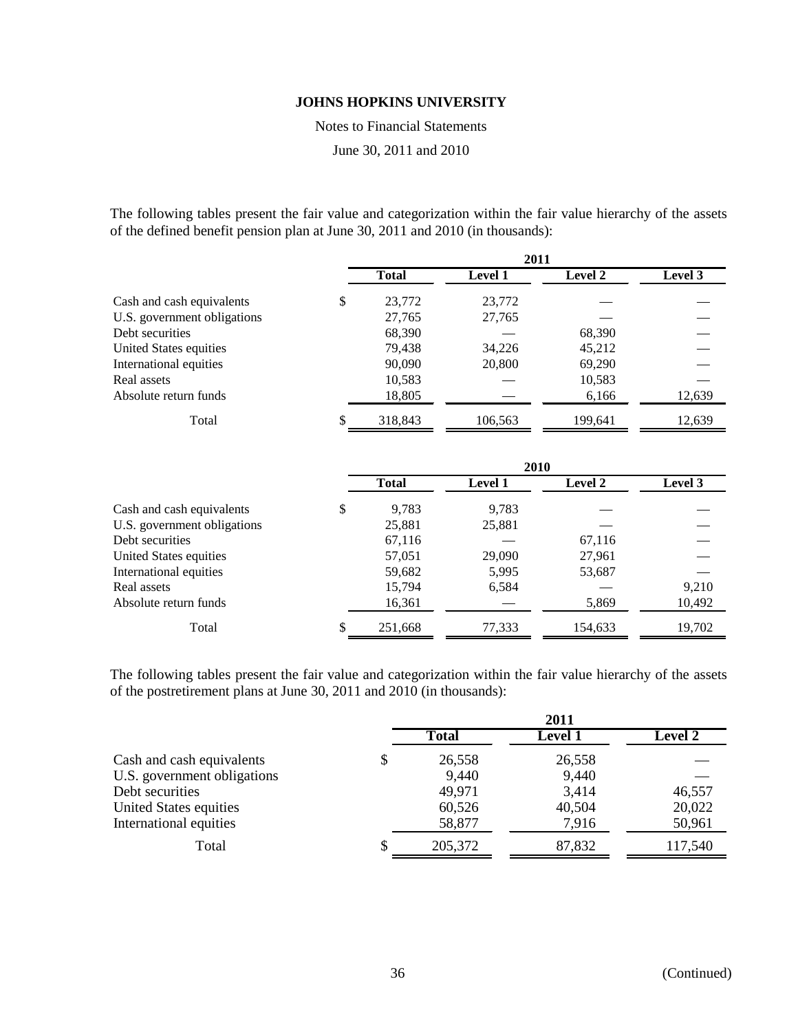**JOHNS HOPKINS UNIVERSITY**

Notes to Financial Statements

June 30, 2011 and 2010

The following tables present the fair value and categorization within the fair value hierarchy of the assets of the defined benefit pension plan at June 30, 2011 and 2010 (in thousands):

| | 2011 | | | |
|---|---|---|---|---|
| | **Total** | **Level 1** | **Level 2** | **Level 3** |
| Cash and cash equivalents | $ 23,772 | 23,772 | — | — |
| U.S. government obligations | 27,765 | 27,765 | — | — |
| Debt securities | 68,390 | — | 68,390 | — |
| United States equities | 79,438 | 34,226 | 45,212 | — |
| International equities | 90,090 | 20,800 | 69,290 | — |
| Real assets | 10,583 | — | 10,583 | — |
| Absolute return funds | 18,805 | — | 6,166 | 12,639 |
| Total | $ 318,843 | 106,563 | 199,641 | 12,639 |

| | 2010 | | | |
|---|---|---|---|---|
| | **Total** | **Level 1** | **Level 2** | **Level 3** |
| Cash and cash equivalents | $ 9,783 | 9,783 | — | — |
| U.S. government obligations | 25,881 | 25,881 | — | — |
| Debt securities | 67,116 | — | 67,116 | — |
| United States equities | 57,051 | 29,090 | 27,961 | — |
| International equities | 59,682 | 5,995 | 53,687 | — |
| Real assets | 15,794 | 6,584 | — | 9,210 |
| Absolute return funds | 16,361 | — | 5,869 | 10,492 |
| Total | $ 251,668 | 77,333 | 154,633 | 19,702 |

The following tables present the fair value and categorization within the fair value hierarchy of the assets of the postretirement plans at June 30, 2011 and 2010 (in thousands):

| | 2011 | | |
|---|---|---|---|
| | **Total** | **Level 1** | **Level 2** |
| Cash and cash equivalents | $ 26,558 | 26,558 | — |
| U.S. government obligations | 9,440 | 9,440 | — |
| Debt securities | 49,971 | 3,414 | 46,557 |
| United States equities | 60,526 | 40,504 | 20,022 |
| International equities | 58,877 | 7,916 | 50,961 |
| Total | $ 205,372 | 87,832 | 117,540 |

(Continued)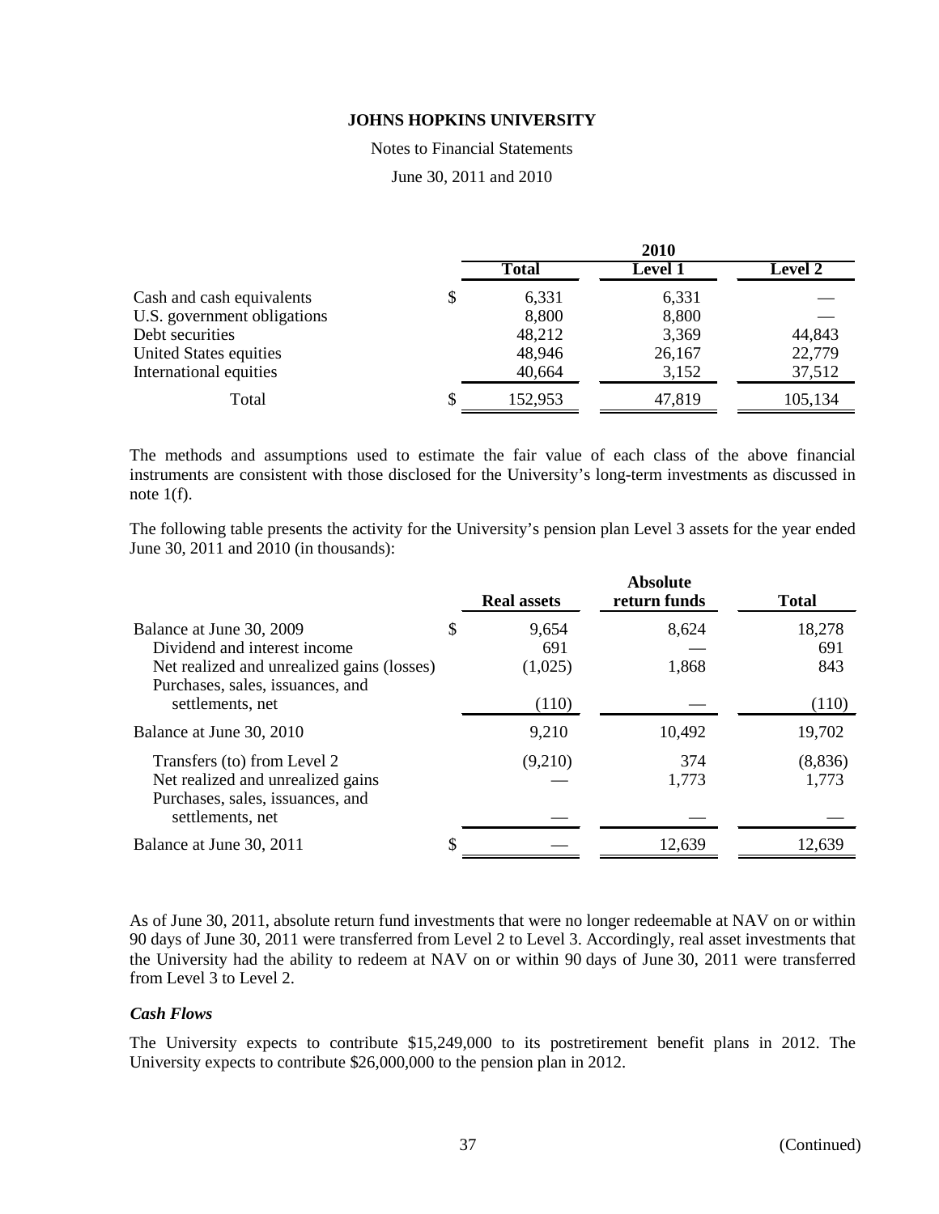|  | 2010 |  |  |
| --- | --- | --- | --- |
|  | Total | Level 1 | Level 2 |
| Cash and cash equivalents | $ 6,331 | 6,331 | — |
| U.S. government obligations | 8,800 | 8,800 | — |
| Debt securities | 48,212 | 3,369 | 44,843 |
| United States equities | 48,946 | 26,167 | 22,779 |
| International equities | 40,664 | 3,152 | 37,512 |
| Total | $ 152,953 | 47,819 | 105,134 |

The methods and assumptions used to estimate the fair value of each class of the above financial instruments are consistent with those disclosed for the University's long-term investments as discussed in note 1(f).

The following table presents the activity for the University's pension plan Level 3 assets for the year ended June 30, 2011 and 2010 (in thousands):

|  | Real assets | Absolute return funds | Total |
| --- | --- | --- | --- |
| Balance at June 30, 2009 | $ 9,654 | 8,624 | 18,278 |
| Dividend and interest income | 691 | — | 691 |
| Net realized and unrealized gains (losses) | (1,025) | 1,868 | 843 |
| Purchases, sales, issuances, and settlements, net | (110) | — | (110) |
| Balance at June 30, 2010 | 9,210 | 10,492 | 19,702 |
| Transfers (to) from Level 2 | (9,210) | 374 | (8,836) |
| Net realized and unrealized gains | — | 1,773 | 1,773 |
| Purchases, sales, issuances, and settlements, net | — | — | — |
| Balance at June 30, 2011 | $ — | 12,639 | 12,639 |

As of June 30, 2011, absolute return fund investments that were no longer redeemable at NAV on or within 90 days of June 30, 2011 were transferred from Level 2 to Level 3. Accordingly, real asset investments that the University had the ability to redeem at NAV on or within 90 days of June 30, 2011 were transferred from Level 3 to Level 2.

***Cash Flows***

The University expects to contribute $15,249,000 to its postretirement benefit plans in 2012. The University expects to contribute $26,000,000 to the pension plan in 2012.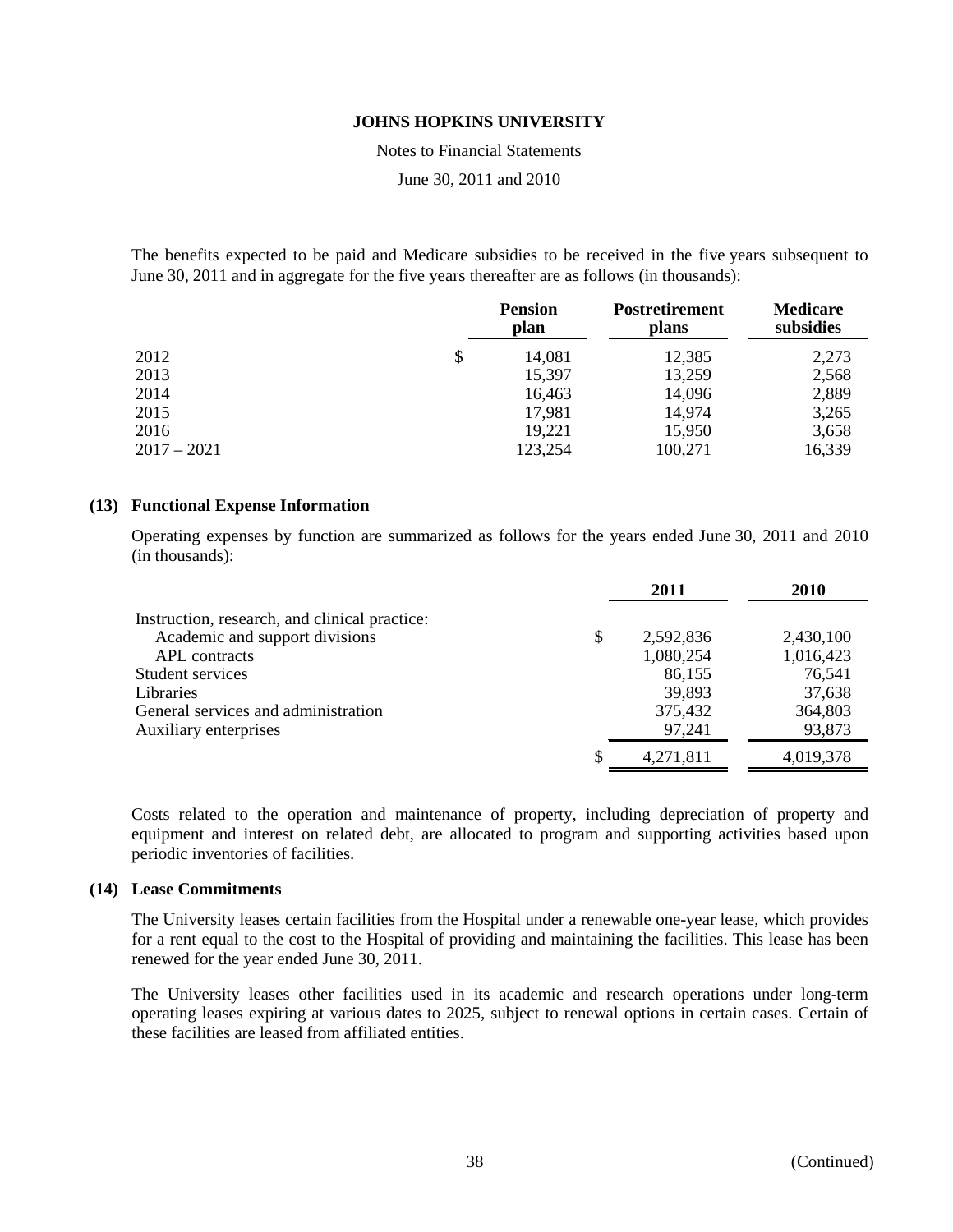The benefits expected to be paid and Medicare subsidies to be received in the five years subsequent to June 30, 2011 and in aggregate for the five years thereafter are as follows (in thousands):

| | Pension plan | Postretirement plans | Medicare subsidies |
|---|---|---|---|
| 2012 | $ 14,081 | 12,385 | 2,273 |
| 2013 | 15,397 | 13,259 | 2,568 |
| 2014 | 16,463 | 14,096 | 2,889 |
| 2015 | 17,981 | 14,974 | 3,265 |
| 2016 | 19,221 | 15,950 | 3,658 |
| 2017 – 2021 | 123,254 | 100,271 | 16,339 |

## (13) Functional Expense Information

Operating expenses by function are summarized as follows for the years ended June 30, 2011 and 2010 (in thousands):

| | 2011 | 2010 |
|---|---|---|
| Instruction, research, and clinical practice: | | |
| Academic and support divisions | $ 2,592,836 | 2,430,100 |
| APL contracts | 1,080,254 | 1,016,423 |
| Student services | 86,155 | 76,541 |
| Libraries | 39,893 | 37,638 |
| General services and administration | 375,432 | 364,803 |
| Auxiliary enterprises | 97,241 | 93,873 |
| | $ 4,271,811 | 4,019,378 |

Costs related to the operation and maintenance of property, including depreciation of property and equipment and interest on related debt, are allocated to program and supporting activities based upon periodic inventories of facilities.

## (14) Lease Commitments

The University leases certain facilities from the Hospital under a renewable one-year lease, which provides for a rent equal to the cost to the Hospital of providing and maintaining the facilities. This lease has been renewed for the year ended June 30, 2011.

The University leases other facilities used in its academic and research operations under long-term operating leases expiring at various dates to 2025, subject to renewal options in certain cases. Certain of these facilities are leased from affiliated entities.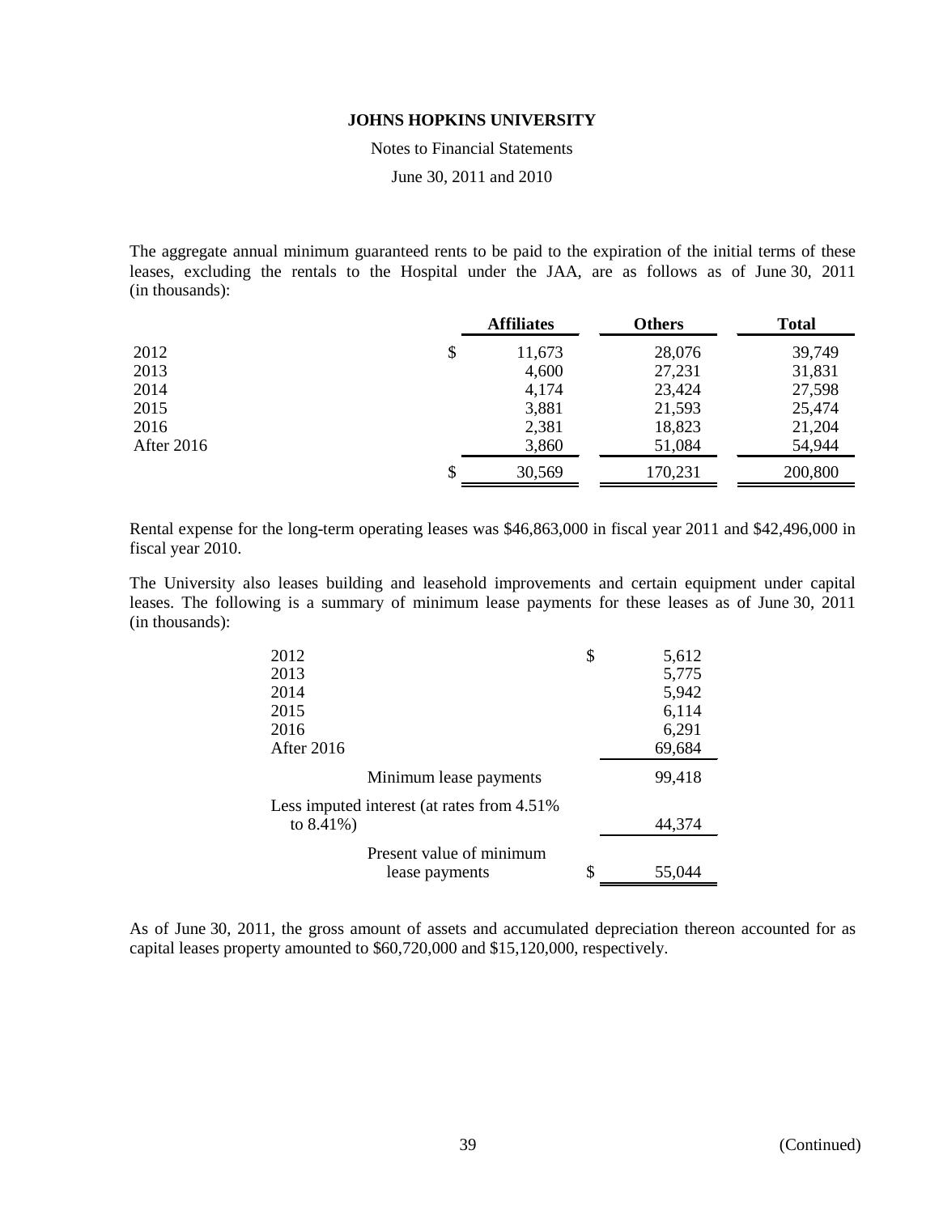The aggregate annual minimum guaranteed rents to be paid to the expiration of the initial terms of these leases, excluding the rentals to the Hospital under the JAA, are as follows as of June 30, 2011 (in thousands):

| | Affiliates | Others | Total |
|---|---|---|---|
| 2012 | $ 11,673 | 28,076 | 39,749 |
| 2013 | 4,600 | 27,231 | 31,831 |
| 2014 | 4,174 | 23,424 | 27,598 |
| 2015 | 3,881 | 21,593 | 25,474 |
| 2016 | 2,381 | 18,823 | 21,204 |
| After 2016 | 3,860 | 51,084 | 54,944 |
| | $ 30,569 | 170,231 | 200,800 |

Rental expense for the long-term operating leases was $46,863,000 in fiscal year 2011 and $42,496,000 in fiscal year 2010.

The University also leases building and leasehold improvements and certain equipment under capital leases. The following is a summary of minimum lease payments for these leases as of June 30, 2011 (in thousands):

| | |
|---|---|
| 2012 | $ 5,612 |
| 2013 | 5,775 |
| 2014 | 5,942 |
| 2015 | 6,114 |
| 2016 | 6,291 |
| After 2016 | 69,684 |
| Minimum lease payments | 99,418 |
| Less imputed interest (at rates from 4.51% to 8.41%) | 44,374 |
| Present value of minimum lease payments | $ 55,044 |

As of June 30, 2011, the gross amount of assets and accumulated depreciation thereon accounted for as capital leases property amounted to $60,720,000 and $15,120,000, respectively.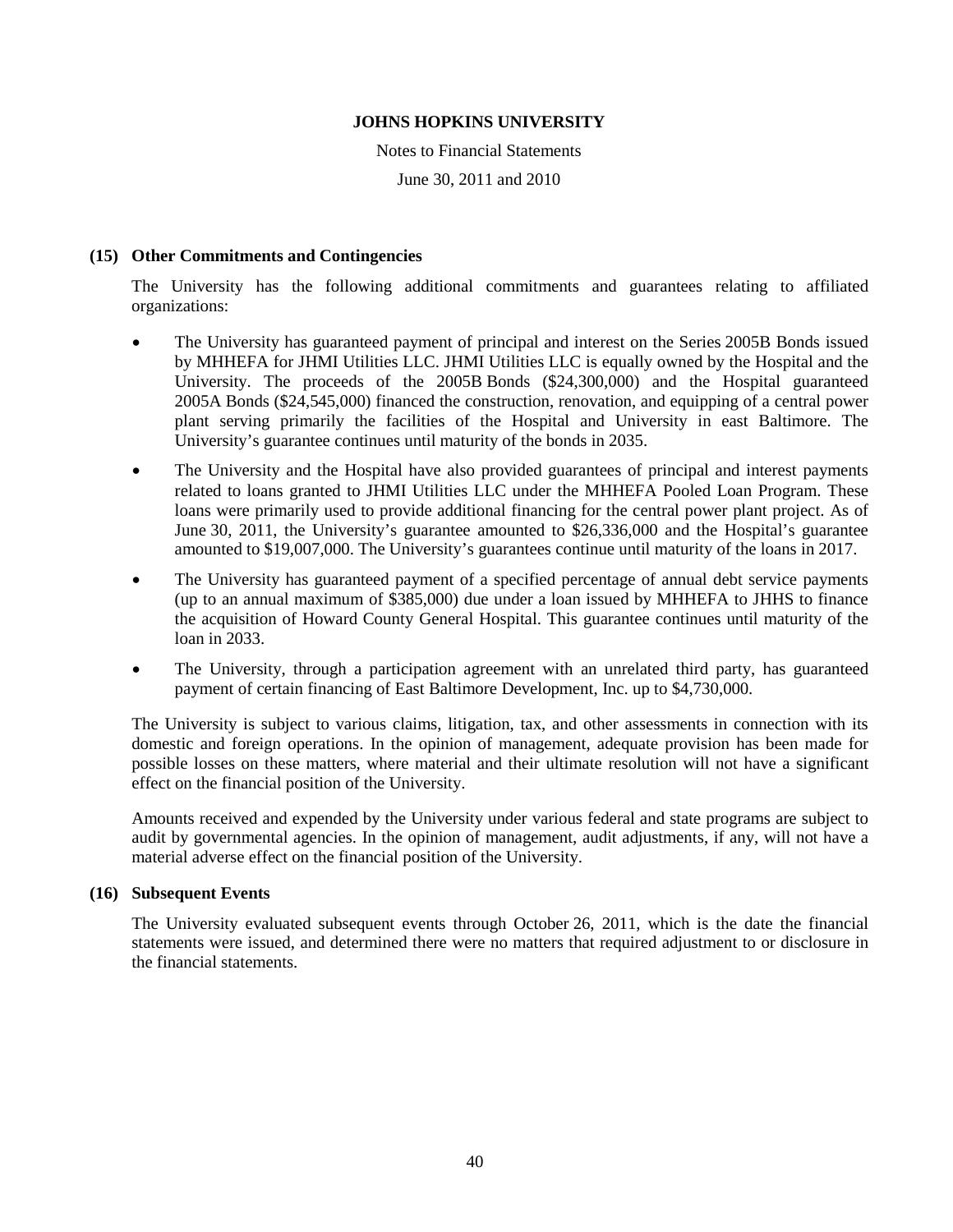**JOHNS HOPKINS UNIVERSITY**

Notes to Financial Statements

June 30, 2011 and 2010

## (15) Other Commitments and Contingencies

The University has the following additional commitments and guarantees relating to affiliated organizations:

- The University has guaranteed payment of principal and interest on the Series 2005B Bonds issued by MHHEFA for JHMI Utilities LLC. JHMI Utilities LLC is equally owned by the Hospital and the University. The proceeds of the 2005B Bonds ($24,300,000) and the Hospital guaranteed 2005A Bonds ($24,545,000) financed the construction, renovation, and equipping of a central power plant serving primarily the facilities of the Hospital and University in east Baltimore. The University's guarantee continues until maturity of the bonds in 2035.
- The University and the Hospital have also provided guarantees of principal and interest payments related to loans granted to JHMI Utilities LLC under the MHHEFA Pooled Loan Program. These loans were primarily used to provide additional financing for the central power plant project. As of June 30, 2011, the University's guarantee amounted to $26,336,000 and the Hospital's guarantee amounted to $19,007,000. The University's guarantees continue until maturity of the loans in 2017.
- The University has guaranteed payment of a specified percentage of annual debt service payments (up to an annual maximum of $385,000) due under a loan issued by MHHEFA to JHHS to finance the acquisition of Howard County General Hospital. This guarantee continues until maturity of the loan in 2033.
- The University, through a participation agreement with an unrelated third party, has guaranteed payment of certain financing of East Baltimore Development, Inc. up to $4,730,000.

The University is subject to various claims, litigation, tax, and other assessments in connection with its domestic and foreign operations. In the opinion of management, adequate provision has been made for possible losses on these matters, where material and their ultimate resolution will not have a significant effect on the financial position of the University.

Amounts received and expended by the University under various federal and state programs are subject to audit by governmental agencies. In the opinion of management, audit adjustments, if any, will not have a material adverse effect on the financial position of the University.

## (16) Subsequent Events

The University evaluated subsequent events through October 26, 2011, which is the date the financial statements were issued, and determined there were no matters that required adjustment to or disclosure in the financial statements.